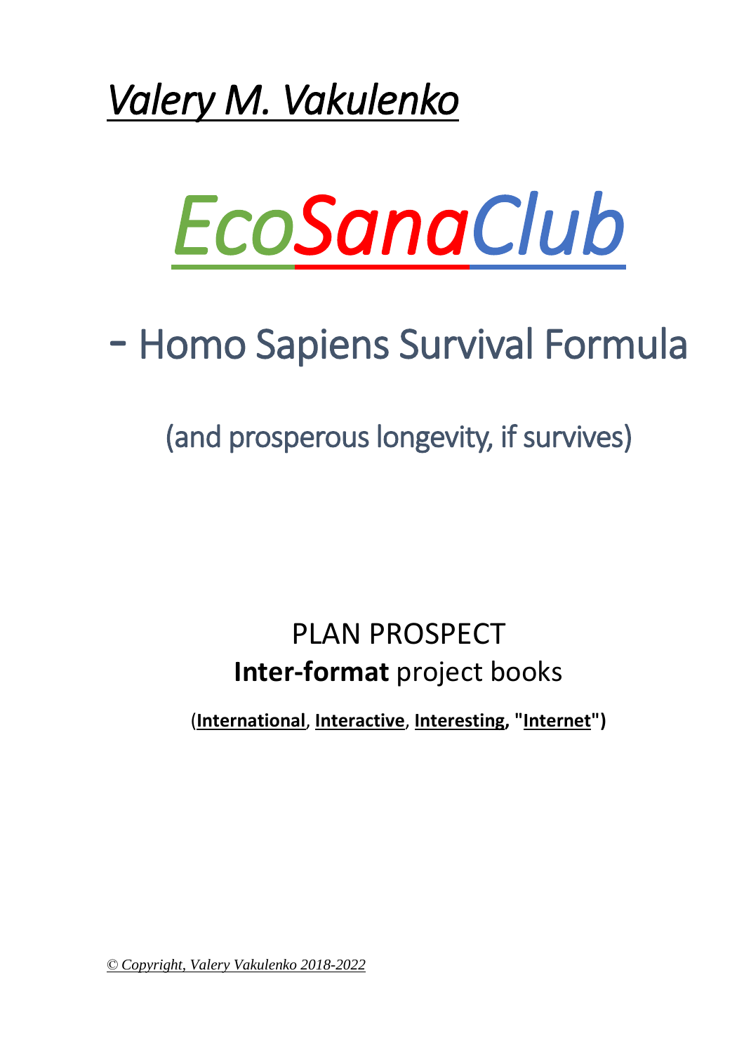*Valery M. Vakulenko*

# *EcoSanaClub*

## - Homo Sapiens Survival Formula

### (and prosperous longevity, if survives)

PLAN PROSPECT

**Inter-format** project books

(**International**, **Interactive**, **Interesting**, **"Internet")**

*© Copyright, Valery Vakulenko 2018-2022*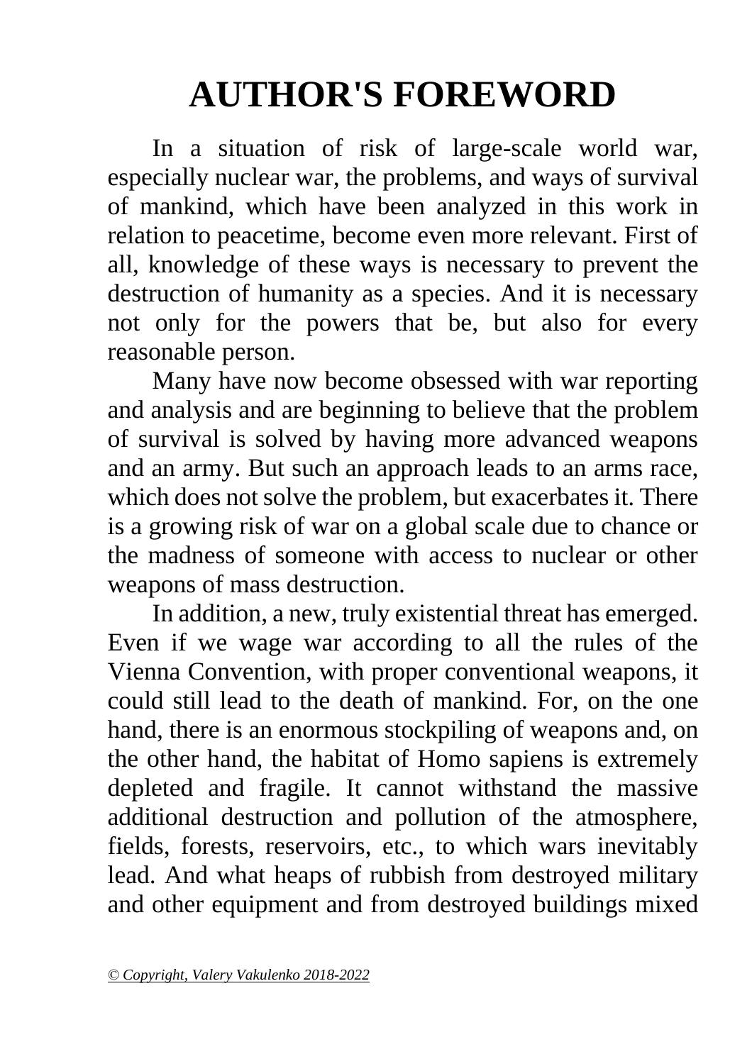# AUTHOR'S FOREWORD

In a situation of risk of large-scale world war, especially nuclear war, the problems, and ways of survival of mankind, which have been analyzed in this work in relation to peacetime, become even more relevant. First of all, knowledge of these ways is necessary to prevent the destruction of humanity as a species. And it is necessary not only for the powers that be, but also for every reasonable person.

Many have now become obsessed with war reporting and analysis and are beginning to believe that the problem of survival is solved by having more advanced weapons and an army. But such an approach leads to an arms race, which does not solve the problem, but exacerbates it. There is a growing risk of war on a global scale due to chance or the madness of someone with access to nuclear or other weapons of mass destruction.

In addition, a new, truly existential threat has emerged. Even if we wage war according to all the rules of the Vienna Convention, with proper conventional weapons, it could still lead to the death of mankind. For, on the one hand, there is an enormous stockpiling of weapons and, on the other hand, the habitat of Homo sapiens is extremely depleted and fragile. It cannot withstand the massive additional destruction and pollution of the atmosphere, fields, forests, reservoirs, etc., to which wars inevitably lead. And what heaps of rubbish from destroyed military and other equipment and from destroyed buildings mixed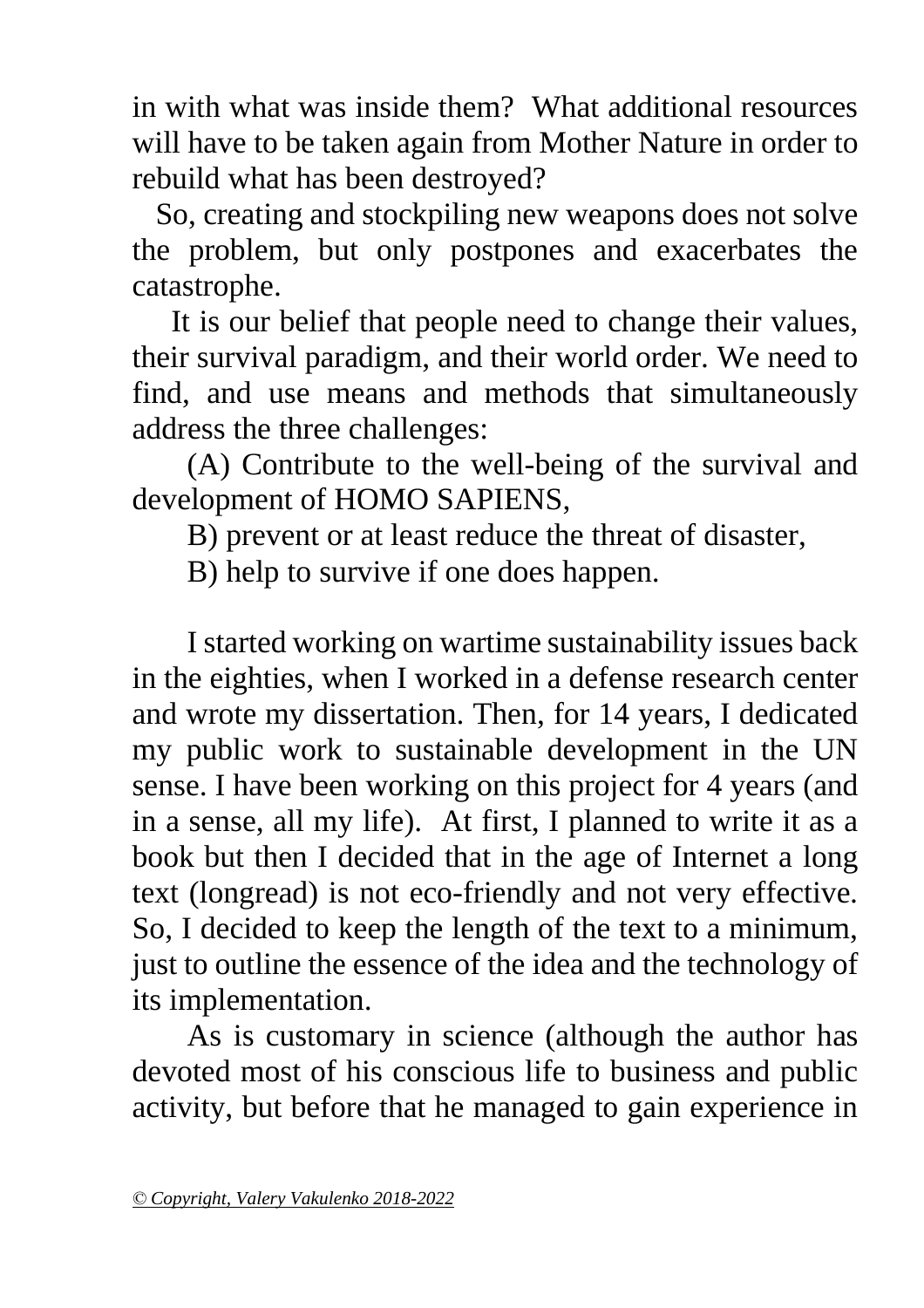in with what was inside them? What additional resources will have to be taken again from Mother Nature in order to rebuild what has been destroyed?

So, creating and stockpiling new weapons does not solve the problem, but only postpones and exacerbates the catastrophe.

It is our belief that people need to change their values, their survival paradigm, and their world order. We need to find, and use means and methods that simultaneously address the three challenges:

(A) Contribute to the well-being of the survival and development of HOMO SAPIENS,

B) prevent or at least reduce the threat of disaster,

B) help to survive if one does happen.

I started working on wartime sustainability issues back in the eighties, when I worked in a defense research center and wrote my dissertation. Then, for 14 years, I dedicated my public work to sustainable development in the UN sense. I have been working on this project for 4 years (and in a sense, all my life). At first, I planned to write it as a book but then I decided that in the age of Internet a long text (longread) is not eco-friendly and not very effective. So, I decided to keep the length of the text to a minimum, just to outline the essence of the idea and the technology of its implementation.

As is customary in science (although the author has devoted most of his conscious life to business and public activity, but before that he managed to gain experience in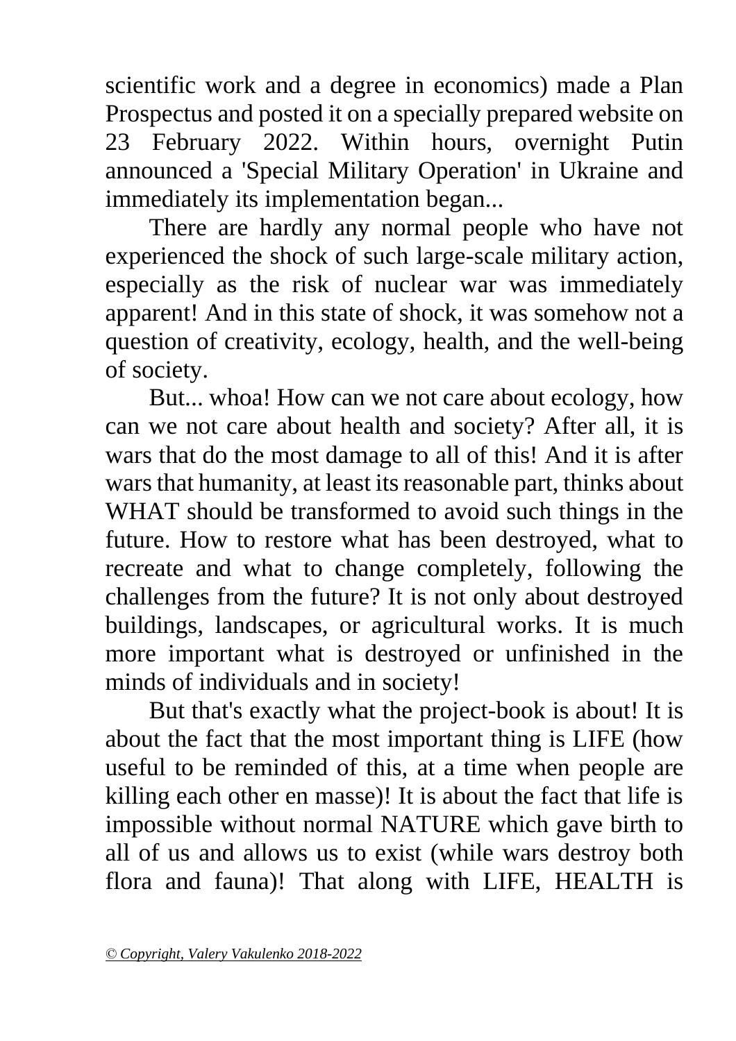scientific work and a degree in economics) made a Plan Prospectus and posted it on a specially prepared website on 23 February 2022. Within hours, overnight Putin announced a 'Special Military Operation' in Ukraine and immediately its implementation began...

There are hardly any normal people who have not experienced the shock of such large-scale military action, especially as the risk of nuclear war was immediately apparent! And in this state of shock, it was somehow not a question of creativity, ecology, health, and the well-being of society.

But... whoa! How can we not care about ecology, how can we not care about health and society? After all, it is wars that do the most damage to all of this! And it is after wars that humanity, at least its reasonable part, thinks about WHAT should be transformed to avoid such things in the future. How to restore what has been destroyed, what to recreate and what to change completely, following the challenges from the future? It is not only about destroyed buildings, landscapes, or agricultural works. It is much more important what is destroyed or unfinished in the minds of individuals and in society!

But that's exactly what the project-book is about! It is about the fact that the most important thing is LIFE (how useful to be reminded of this, at a time when people are killing each other en masse)! It is about the fact that life is impossible without normal NATURE which gave birth to all of us and allows us to exist (while wars destroy both flora and fauna)! That along with LIFE, HEALTH is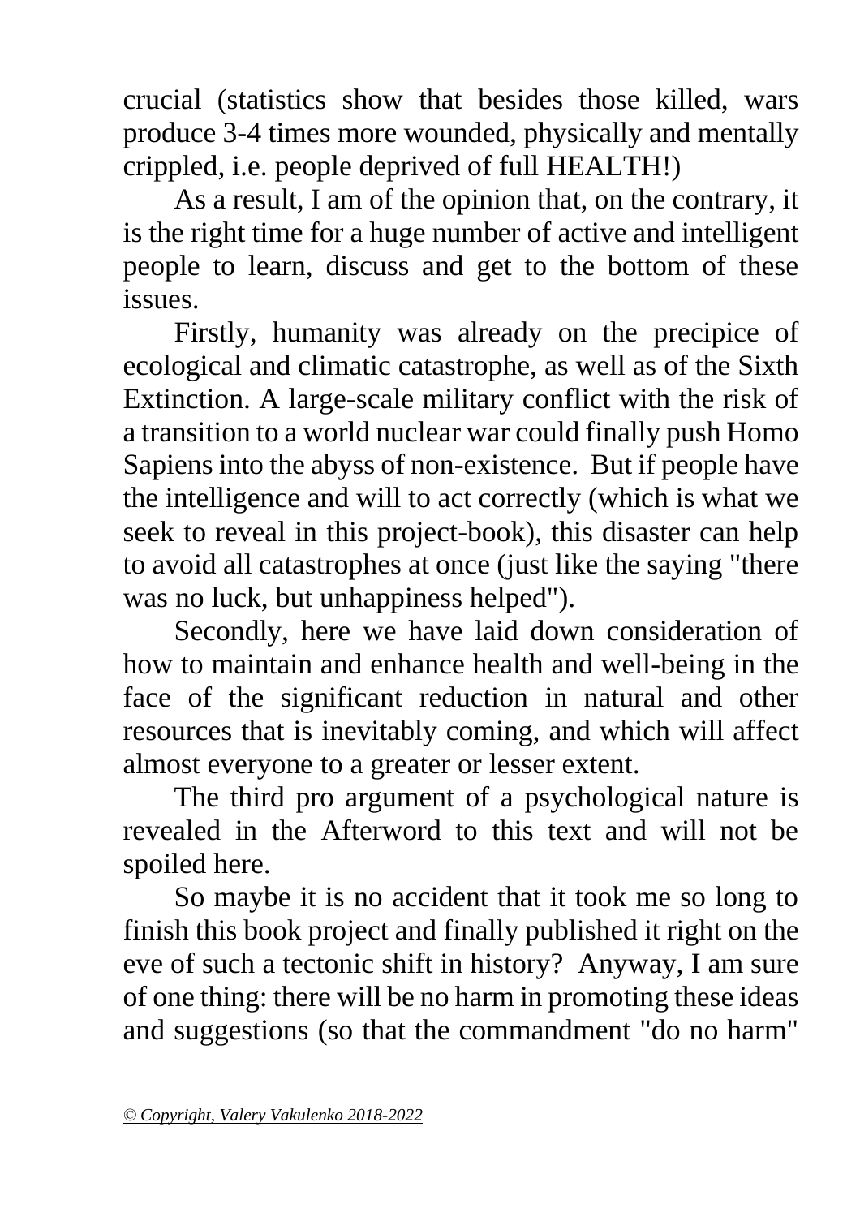crucial (statistics show that besides those killed, wars produce 3-4 times more wounded, physically and mentally crippled, i.e. people deprived of full HEALTH!)

As a result, I am of the opinion that, on the contrary, it is the right time for a huge number of active and intelligent people to learn, discuss and get to the bottom of these issues.

Firstly, humanity was already on the precipice of ecological and climatic catastrophe, as well as of the Sixth Extinction. A large-scale military conflict with the risk of a transition to a world nuclear war could finally push Homo Sapiens into the abyss of non-existence. But if people have the intelligence and will to act correctly (which is what we seek to reveal in this project-book), this disaster can help to avoid all catastrophes at once (just like the saying "there was no luck, but unhappiness helped").

Secondly, here we have laid down consideration of how to maintain and enhance health and well-being in the face of the significant reduction in natural and other resources that is inevitably coming, and which will affect almost everyone to a greater or lesser extent.

The third pro argument of a psychological nature is revealed in the Afterword to this text and will not be spoiled here.

So maybe it is no accident that it took me so long to finish this book project and finally published it right on the eve of such a tectonic shift in history? Anyway, I am sure of one thing: there will be no harm in promoting these ideas and suggestions (so that the commandment "do no harm"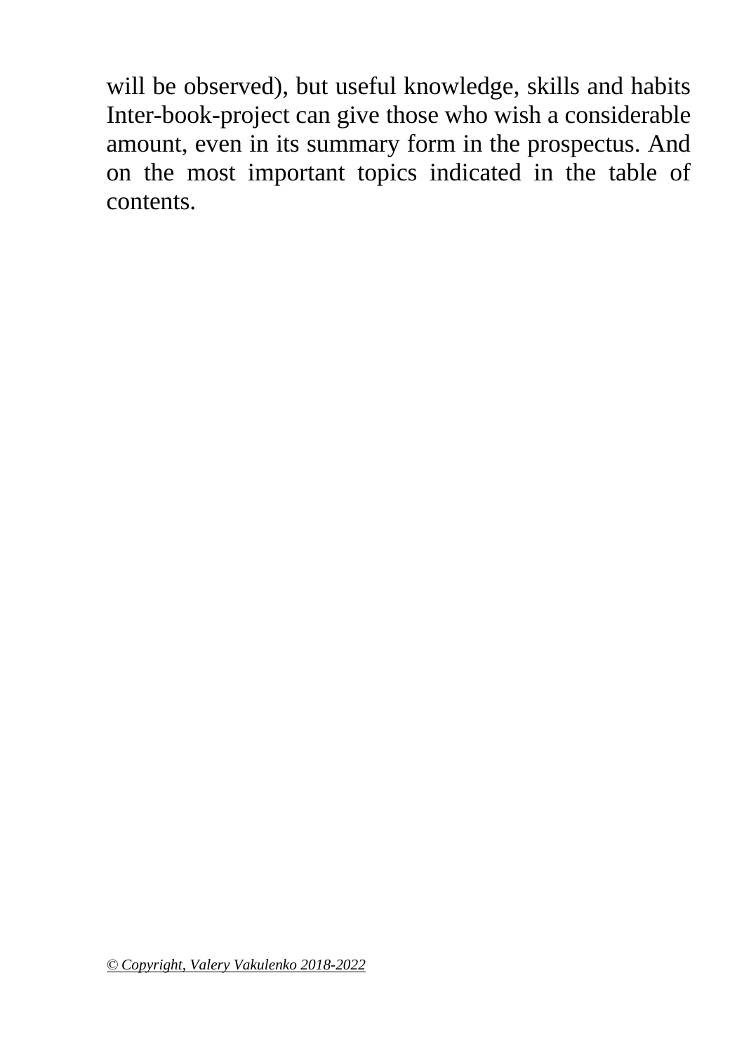will be observed), but useful knowledge, skills and habits Inter-book-project can give those who wish a considerable amount, even in its summary form in the prospectus. And on the most important topics indicated in the table of contents.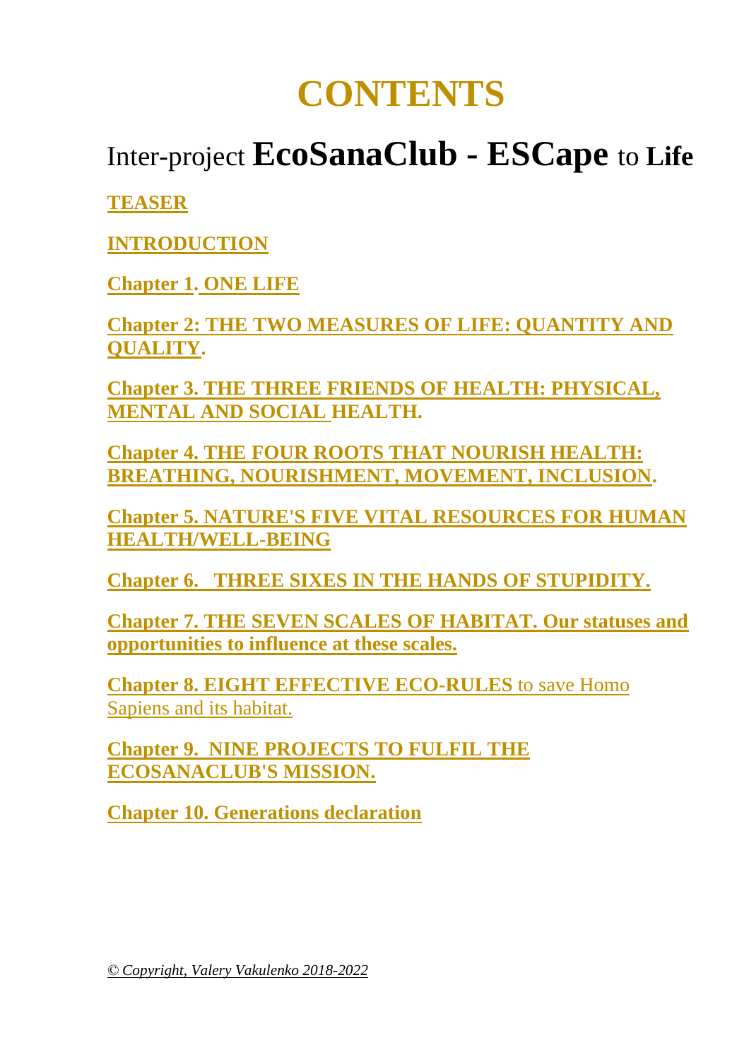# CONTENTS

## Inter-project **EcoSanaClub - ESCape** to **Life**

**TEASER**

**INTRODUCTION**

**Chapter 1. ONE LIFE**

**Chapter 2: THE TWO MEASURES OF LIFE: QUANTITY AND QUALITY.**

**Chapter 3. THE THREE FRIENDS OF HEALTH: PHYSICAL, MENTAL AND SOCIAL HEALTH.**

**Chapter 4. THE FOUR ROOTS THAT NOURISH HEALTH: BREATHING, NOURISHMENT, MOVEMENT, INCLUSION.**

**Chapter 5. NATURE'S FIVE VITAL RESOURCES FOR HUMAN HEALTH/WELL-BEING**

**Chapter 6. THREE SIXES IN THE HANDS OF STUPIDITY.**

**Chapter 7. THE SEVEN SCALES OF HABITAT. Our statuses and opportunities to influence at these scales.**

**Chapter 8. EIGHT EFFECTIVE ECO-RULES** to save Homo Sapiens and its habitat.

**Chapter 9. NINE PROJECTS TO FULFIL THE ECOSANACLUB'S MISSION.**

**Chapter 10. Generations declaration**

*© Copyright, Valery Vakulenko 2018-2022*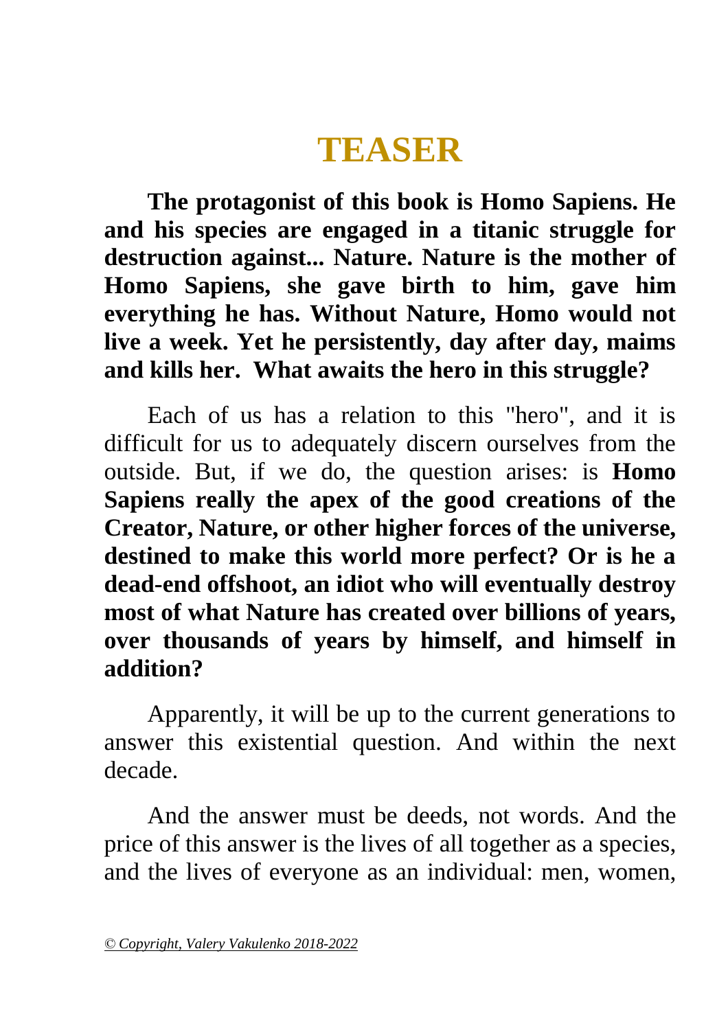# TEASER

**The protagonist of this book is Homo Sapiens. He and his species are engaged in a titanic struggle for destruction against... Nature. Nature is the mother of Homo Sapiens, she gave birth to him, gave him everything he has. Without Nature, Homo would not live a week. Yet he persistently, day after day, maims and kills her. What awaits the hero in this struggle?**

Each of us has a relation to this "hero", and it is difficult for us to adequately discern ourselves from the outside. But, if we do, the question arises: is **Homo Sapiens really the apex of the good creations of the Creator, Nature, or other higher forces of the universe, destined to make this world more perfect? Or is he a dead-end offshoot, an idiot who will eventually destroy most of what Nature has created over billions of years, over thousands of years by himself, and himself in addition?**

Apparently, it will be up to the current generations to answer this existential question. And within the next decade.

And the answer must be deeds, not words. And the price of this answer is the lives of all together as a species, and the lives of everyone as an individual: men, women,

*© Copyright, Valery Vakulenko 2018-2022*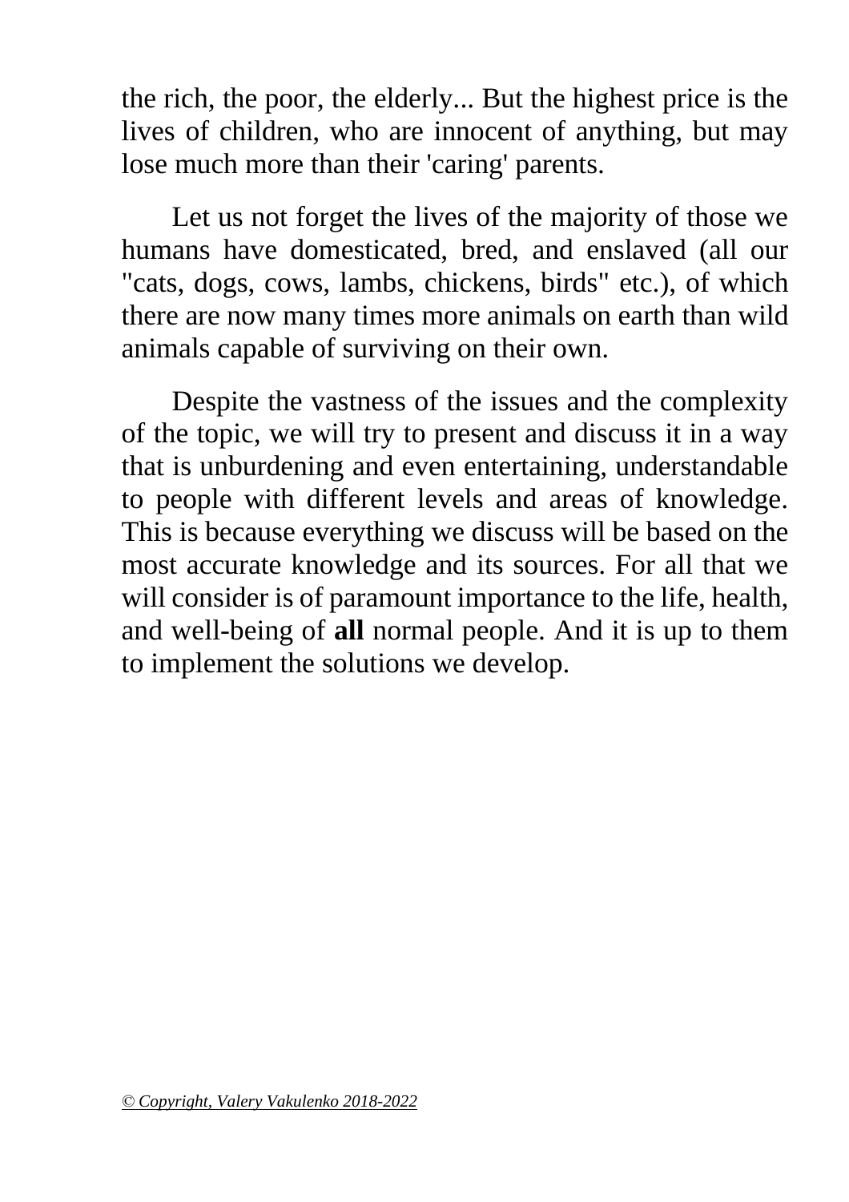the rich, the poor, the elderly... But the highest price is the lives of children, who are innocent of anything, but may lose much more than their 'caring' parents.

Let us not forget the lives of the majority of those we humans have domesticated, bred, and enslaved (all our "cats, dogs, cows, lambs, chickens, birds" etc.), of which there are now many times more animals on earth than wild animals capable of surviving on their own.

Despite the vastness of the issues and the complexity of the topic, we will try to present and discuss it in a way that is unburdening and even entertaining, understandable to people with different levels and areas of knowledge. This is because everything we discuss will be based on the most accurate knowledge and its sources. For all that we will consider is of paramount importance to the life, health, and well-being of **all** normal people. And it is up to them to implement the solutions we develop.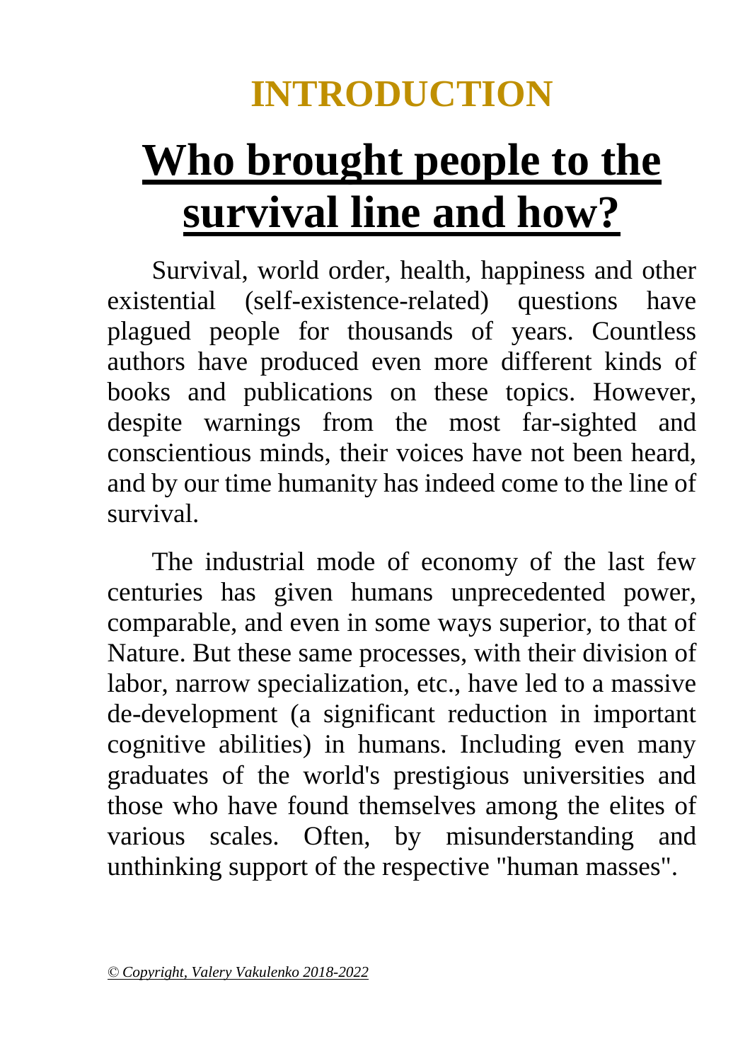# INTRODUCTION

# Who brought people to the survival line and how?

Survival, world order, health, happiness and other existential (self-existence-related) questions have plagued people for thousands of years. Countless authors have produced even more different kinds of books and publications on these topics. However, despite warnings from the most far-sighted and conscientious minds, their voices have not been heard, and by our time humanity has indeed come to the line of survival.

The industrial mode of economy of the last few centuries has given humans unprecedented power, comparable, and even in some ways superior, to that of Nature. But these same processes, with their division of labor, narrow specialization, etc., have led to a massive de-development (a significant reduction in important cognitive abilities) in humans. Including even many graduates of the world's prestigious universities and those who have found themselves among the elites of various scales. Often, by misunderstanding and unthinking support of the respective "human masses".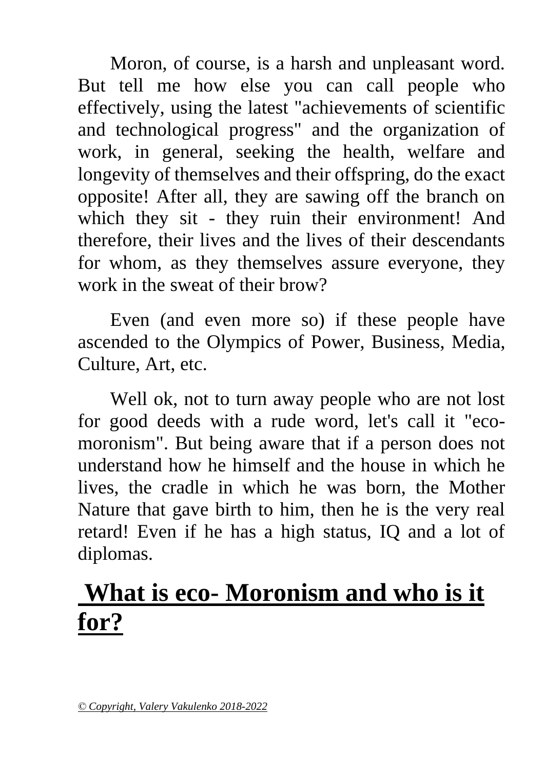Moron, of course, is a harsh and unpleasant word. But tell me how else you can call people who effectively, using the latest "achievements of scientific and technological progress" and the organization of work, in general, seeking the health, welfare and longevity of themselves and their offspring, do the exact opposite! After all, they are sawing off the branch on which they sit - they ruin their environment! And therefore, their lives and the lives of their descendants for whom, as they themselves assure everyone, they work in the sweat of their brow?

Even (and even more so) if these people have ascended to the Olympics of Power, Business, Media, Culture, Art, etc.

Well ok, not to turn away people who are not lost for good deeds with a rude word, let's call it "eco-moronism". But being aware that if a person does not understand how he himself and the house in which he lives, the cradle in which he was born, the Mother Nature that gave birth to him, then he is the very real retard! Even if he has a high status, IQ and a lot of diplomas.

## What is eco- Moronism and who is it for?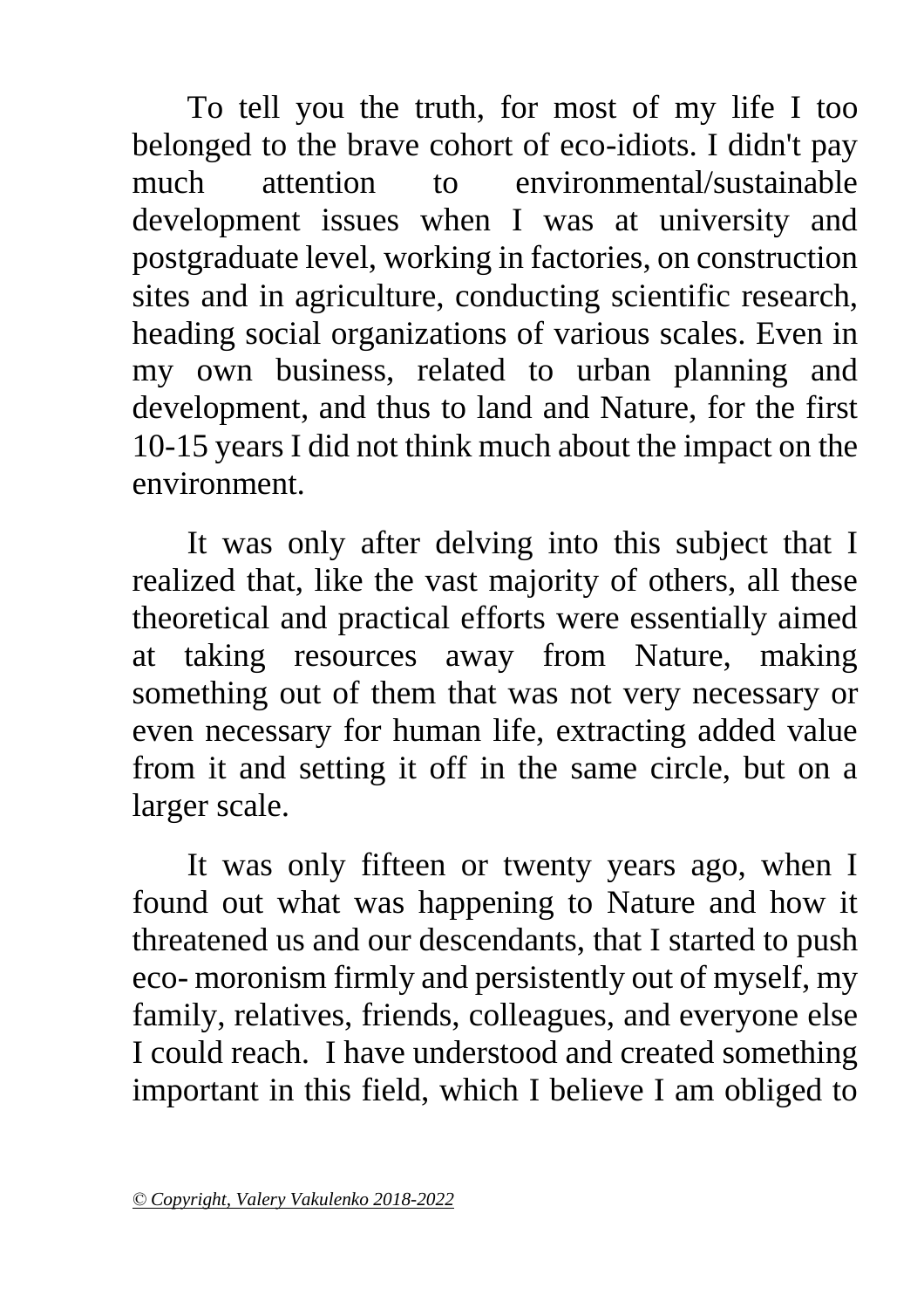To tell you the truth, for most of my life I too belonged to the brave cohort of eco-idiots. I didn't pay much attention to environmental/sustainable development issues when I was at university and postgraduate level, working in factories, on construction sites and in agriculture, conducting scientific research, heading social organizations of various scales. Even in my own business, related to urban planning and development, and thus to land and Nature, for the first 10-15 years I did not think much about the impact on the environment.

It was only after delving into this subject that I realized that, like the vast majority of others, all these theoretical and practical efforts were essentially aimed at taking resources away from Nature, making something out of them that was not very necessary or even necessary for human life, extracting added value from it and setting it off in the same circle, but on a larger scale.

It was only fifteen or twenty years ago, when I found out what was happening to Nature and how it threatened us and our descendants, that I started to push eco- moronism firmly and persistently out of myself, my family, relatives, friends, colleagues, and everyone else I could reach. I have understood and created something important in this field, which I believe I am obliged to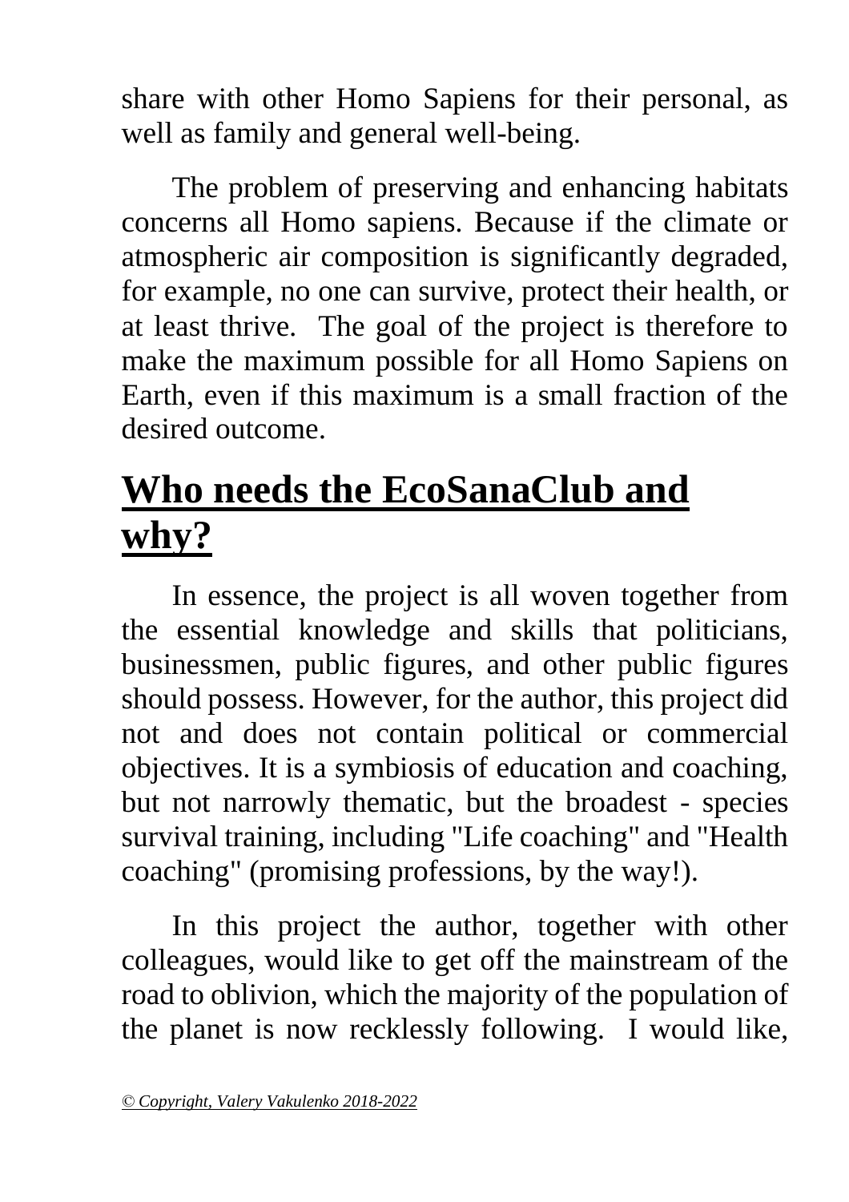share with other Homo Sapiens for their personal, as well as family and general well-being.

The problem of preserving and enhancing habitats concerns all Homo sapiens. Because if the climate or atmospheric air composition is significantly degraded, for example, no one can survive, protect their health, or at least thrive.  The goal of the project is therefore to make the maximum possible for all Homo Sapiens on Earth, even if this maximum is a small fraction of the desired outcome.

# Who needs the EcoSanaClub and why?

In essence, the project is all woven together from the essential knowledge and skills that politicians, businessmen, public figures, and other public figures should possess. However, for the author, this project did not and does not contain political or commercial objectives. It is a symbiosis of education and coaching, but not narrowly thematic, but the broadest - species survival training, including "Life coaching" and "Health coaching" (promising professions, by the way!).

In this project the author, together with other colleagues, would like to get off the mainstream of the road to oblivion, which the majority of the population of the planet is now recklessly following.  I would like,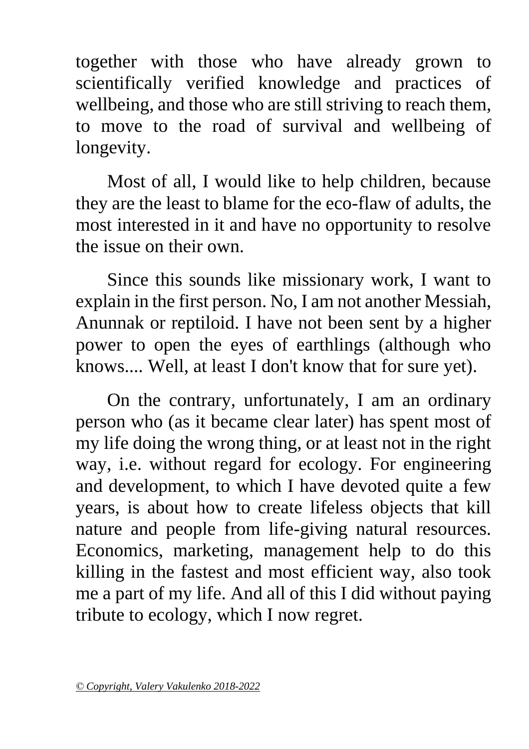together with those who have already grown to scientifically verified knowledge and practices of wellbeing, and those who are still striving to reach them, to move to the road of survival and wellbeing of longevity.

Most of all, I would like to help children, because they are the least to blame for the eco-flaw of adults, the most interested in it and have no opportunity to resolve the issue on their own.

Since this sounds like missionary work, I want to explain in the first person. No, I am not another Messiah, Anunnak or reptiloid. I have not been sent by a higher power to open the eyes of earthlings (although who knows.... Well, at least I don't know that for sure yet).

On the contrary, unfortunately, I am an ordinary person who (as it became clear later) has spent most of my life doing the wrong thing, or at least not in the right way, i.e. without regard for ecology. For engineering and development, to which I have devoted quite a few years, is about how to create lifeless objects that kill nature and people from life-giving natural resources. Economics, marketing, management help to do this killing in the fastest and most efficient way, also took me a part of my life. And all of this I did without paying tribute to ecology, which I now regret.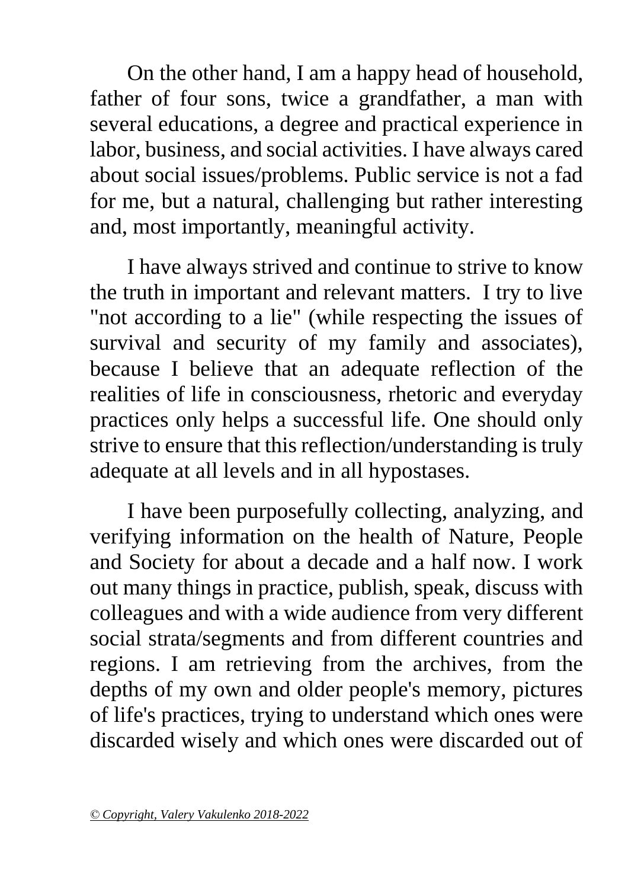On the other hand, I am a happy head of household, father of four sons, twice a grandfather, a man with several educations, a degree and practical experience in labor, business, and social activities. I have always cared about social issues/problems. Public service is not a fad for me, but a natural, challenging but rather interesting and, most importantly, meaningful activity.

I have always strived and continue to strive to know the truth in important and relevant matters. I try to live "not according to a lie" (while respecting the issues of survival and security of my family and associates), because I believe that an adequate reflection of the realities of life in consciousness, rhetoric and everyday practices only helps a successful life. One should only strive to ensure that this reflection/understanding is truly adequate at all levels and in all hypostases.

I have been purposefully collecting, analyzing, and verifying information on the health of Nature, People and Society for about a decade and a half now. I work out many things in practice, publish, speak, discuss with colleagues and with a wide audience from very different social strata/segments and from different countries and regions. I am retrieving from the archives, from the depths of my own and older people's memory, pictures of life's practices, trying to understand which ones were discarded wisely and which ones were discarded out of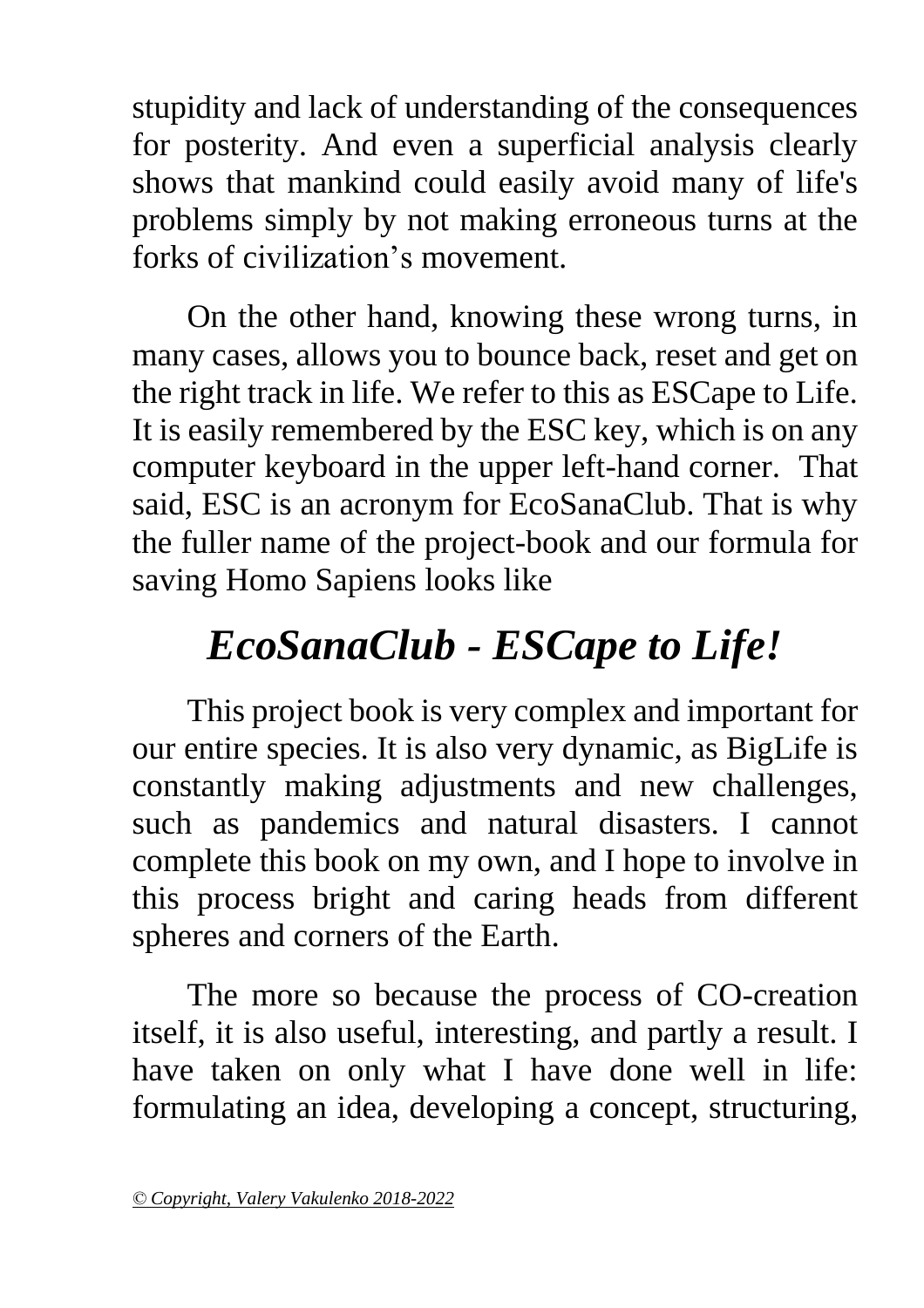stupidity and lack of understanding of the consequences for posterity. And even a superficial analysis clearly shows that mankind could easily avoid many of life's problems simply by not making erroneous turns at the forks of civilization’s movement.

On the other hand, knowing these wrong turns, in many cases, allows you to bounce back, reset and get on the right track in life. We refer to this as ESCape to Life. It is easily remembered by the ESC key, which is on any computer keyboard in the upper left-hand corner. That said, ESC is an acronym for EcoSanaClub. That is why the fuller name of the project-book and our formula for saving Homo Sapiens looks like

***EcoSanaClub - ESCape to Life!***

This project book is very complex and important for our entire species. It is also very dynamic, as BigLife is constantly making adjustments and new challenges, such as pandemics and natural disasters. I cannot complete this book on my own, and I hope to involve in this process bright and caring heads from different spheres and corners of the Earth.

The more so because the process of CO-creation itself, it is also useful, interesting, and partly a result. I have taken on only what I have done well in life: formulating an idea, developing a concept, structuring,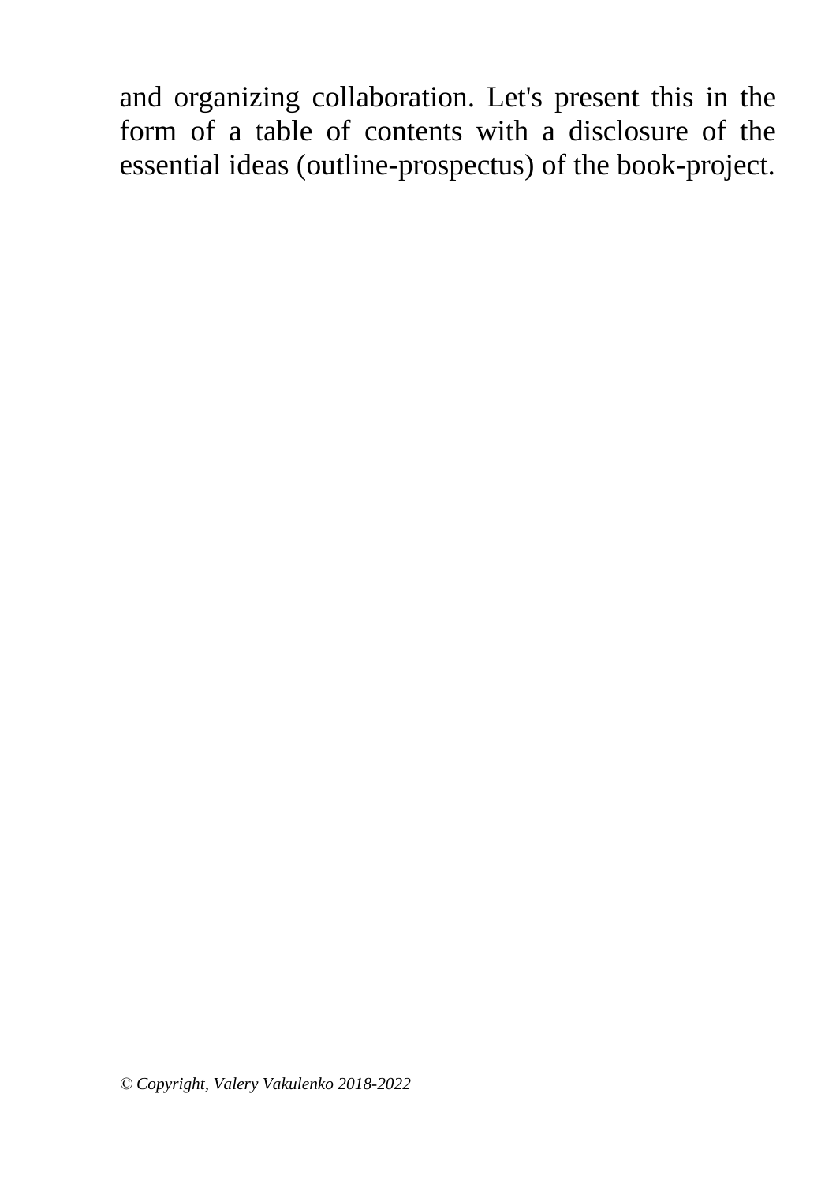and organizing collaboration. Let's present this in the form of a table of contents with a disclosure of the essential ideas (outline-prospectus) of the book-project.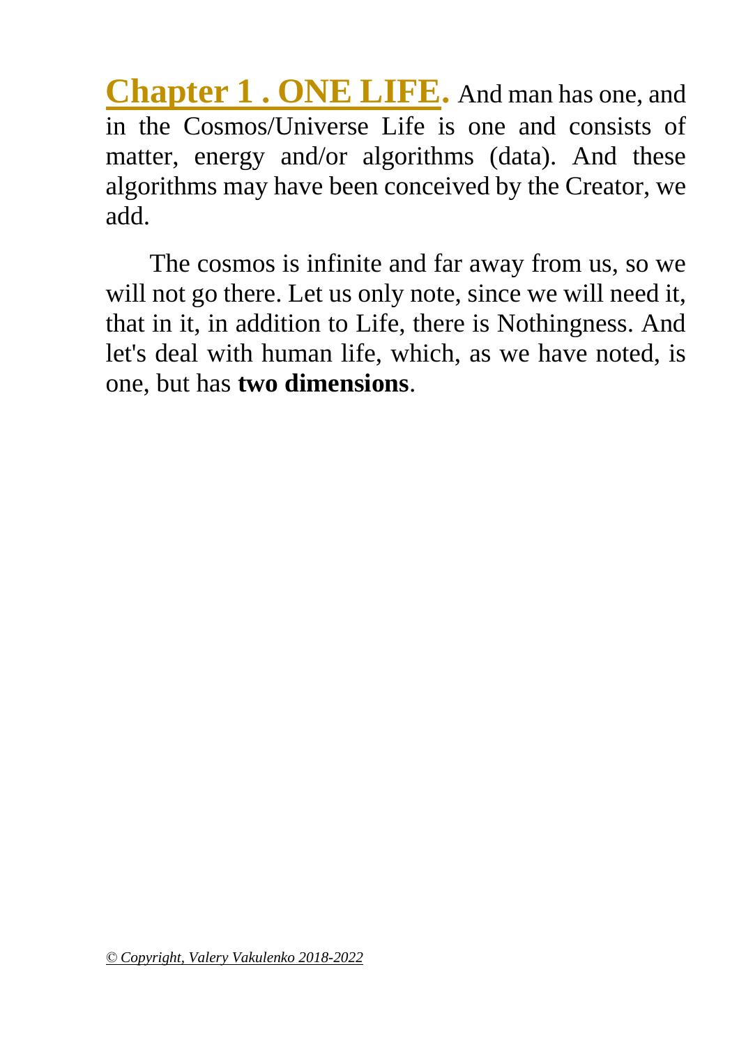**Chapter 1 . ONE LIFE.** And man has one, and in the Cosmos/Universe Life is one and consists of matter, energy and/or algorithms (data). And these algorithms may have been conceived by the Creator, we add.

The cosmos is infinite and far away from us, so we will not go there. Let us only note, since we will need it, that in it, in addition to Life, there is Nothingness. And let's deal with human life, which, as we have noted, is one, but has **two dimensions**.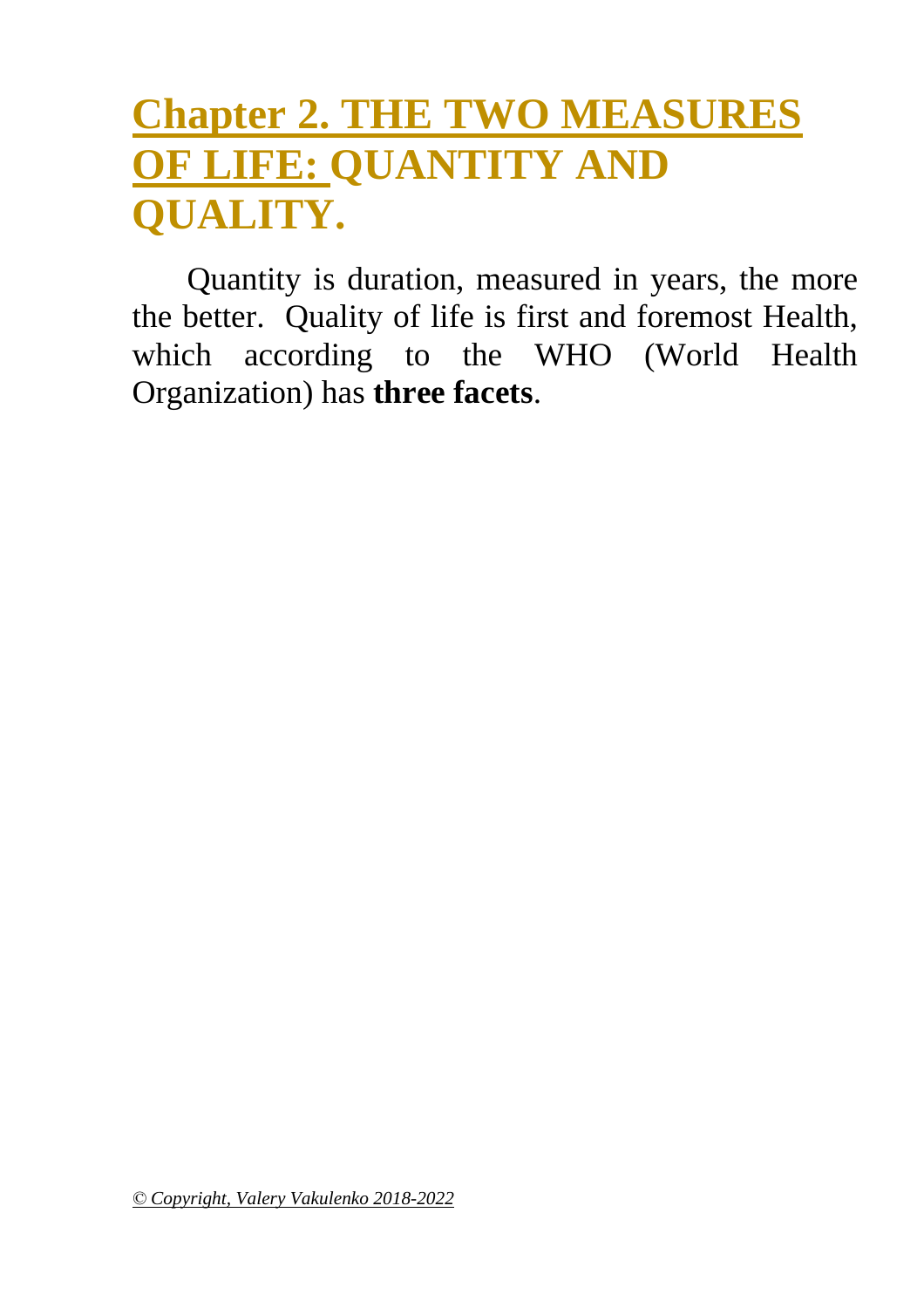# Chapter 2. THE TWO MEASURES OF LIFE: QUANTITY AND QUALITY.

Quantity is duration, measured in years, the more the better. Quality of life is first and foremost Health, which according to the WHO (World Health Organization) has **three facets**.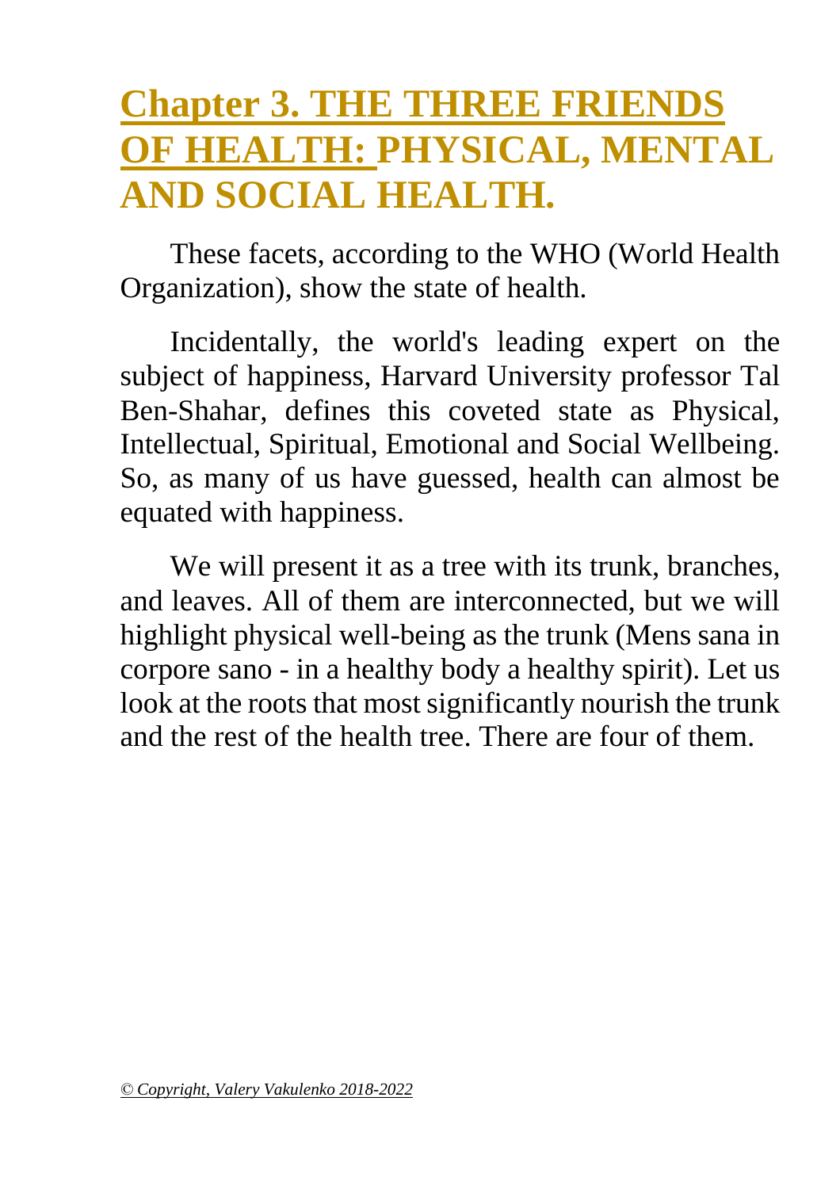# Chapter 3. THE THREE FRIENDS OF HEALTH: PHYSICAL, MENTAL AND SOCIAL HEALTH.

These facets, according to the WHO (World Health Organization), show the state of health.

Incidentally, the world's leading expert on the subject of happiness, Harvard University professor Tal Ben-Shahar, defines this coveted state as Physical, Intellectual, Spiritual, Emotional and Social Wellbeing. So, as many of us have guessed, health can almost be equated with happiness.

We will present it as a tree with its trunk, branches, and leaves. All of them are interconnected, but we will highlight physical well-being as the trunk (Mens sana in corpore sano - in a healthy body a healthy spirit). Let us look at the roots that most significantly nourish the trunk and the rest of the health tree. There are four of them.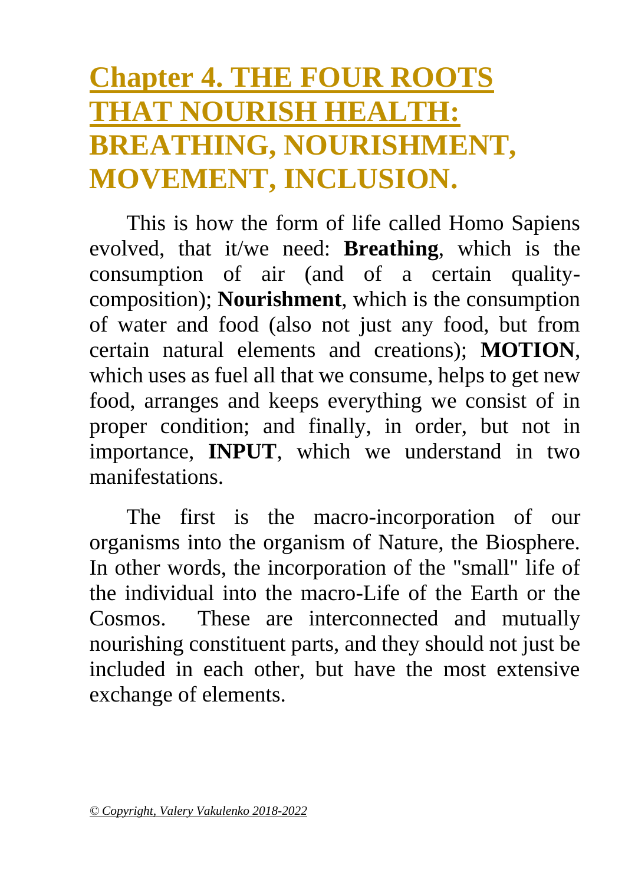# Chapter 4. THE FOUR ROOTS THAT NOURISH HEALTH: BREATHING, NOURISHMENT, MOVEMENT, INCLUSION.

This is how the form of life called Homo Sapiens evolved, that it/we need: **Breathing**, which is the consumption of air (and of a certain quality-composition); **Nourishment**, which is the consumption of water and food (also not just any food, but from certain natural elements and creations); **MOTION**, which uses as fuel all that we consume, helps to get new food, arranges and keeps everything we consist of in proper condition; and finally, in order, but not in importance, **INPUT**, which we understand in two manifestations.

The first is the macro-incorporation of our organisms into the organism of Nature, the Biosphere. In other words, the incorporation of the "small" life of the individual into the macro-Life of the Earth or the Cosmos. These are interconnected and mutually nourishing constituent parts, and they should not just be included in each other, but have the most extensive exchange of elements.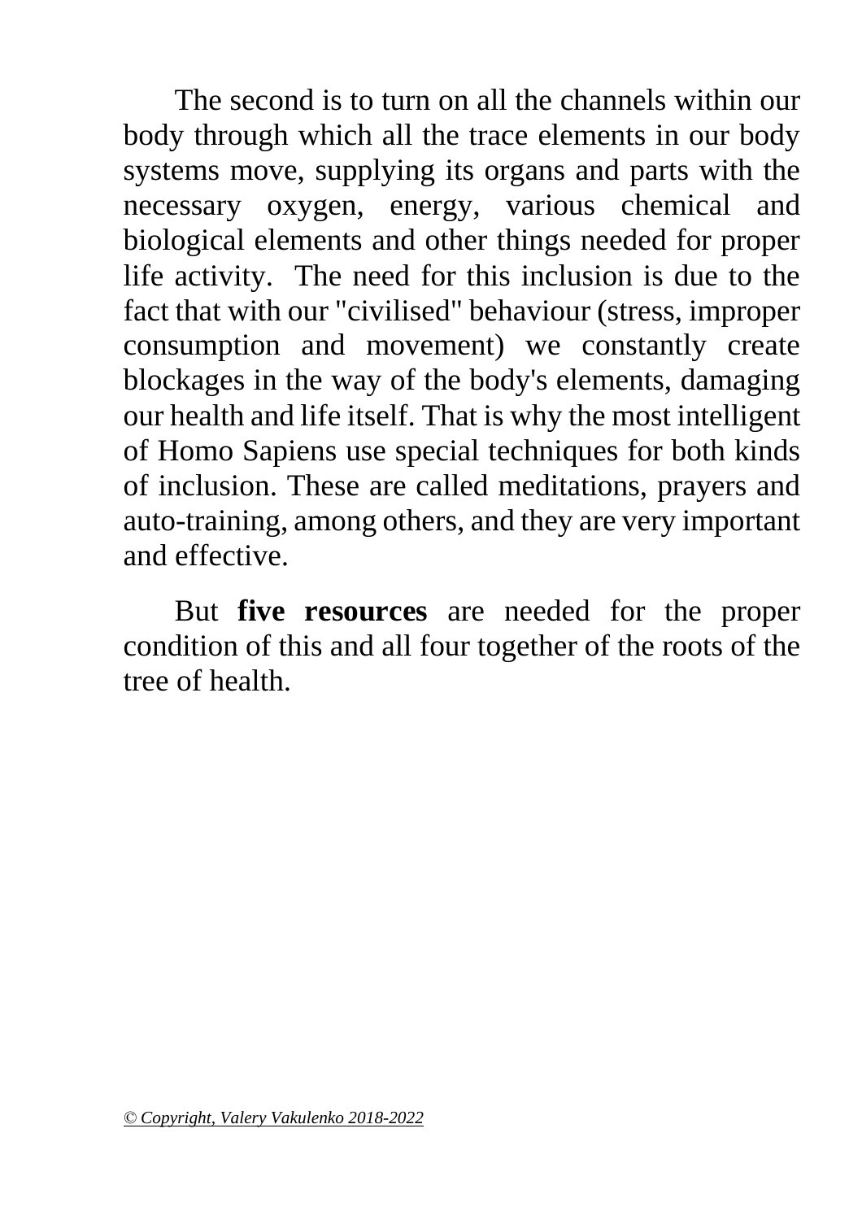The second is to turn on all the channels within our body through which all the trace elements in our body systems move, supplying its organs and parts with the necessary oxygen, energy, various chemical and biological elements and other things needed for proper life activity. The need for this inclusion is due to the fact that with our "civilised" behaviour (stress, improper consumption and movement) we constantly create blockages in the way of the body's elements, damaging our health and life itself. That is why the most intelligent of Homo Sapiens use special techniques for both kinds of inclusion. These are called meditations, prayers and auto-training, among others, and they are very important and effective.

But **five resources** are needed for the proper condition of this and all four together of the roots of the tree of health.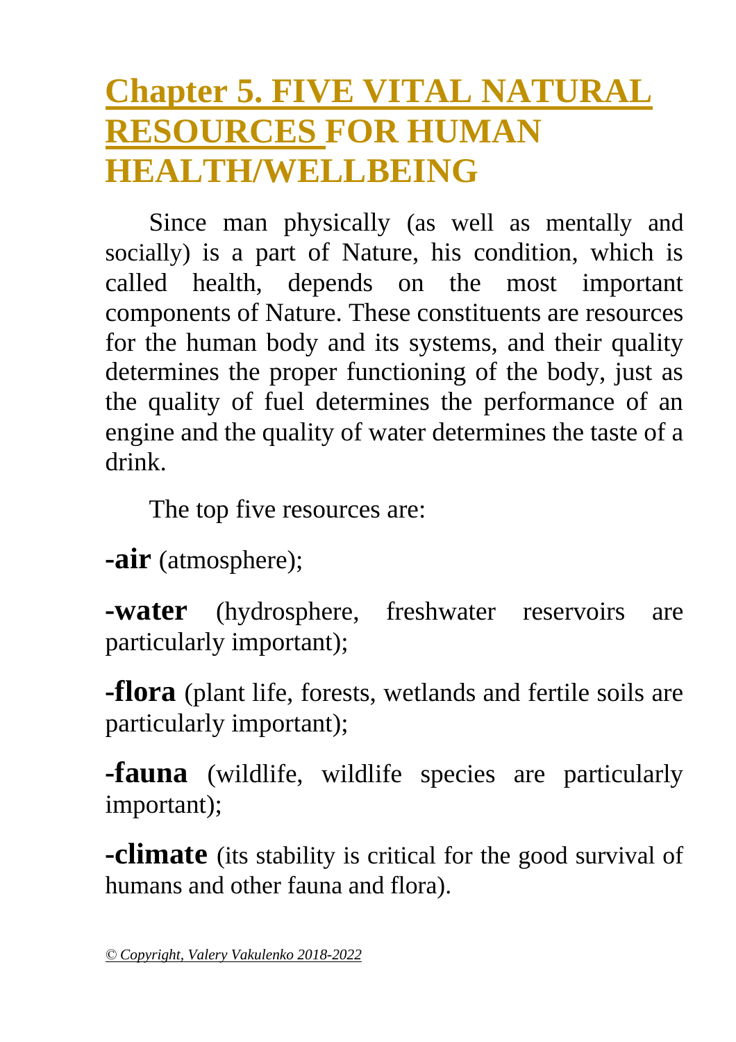# Chapter 5. FIVE VITAL NATURAL RESOURCES FOR HUMAN HEALTH/WELLBEING

Since man physically (as well as mentally and socially) is a part of Nature, his condition, which is called health, depends on the most important components of Nature. These constituents are resources for the human body and its systems, and their quality determines the proper functioning of the body, just as the quality of fuel determines the performance of an engine and the quality of water determines the taste of a drink.

The top five resources are:

**-air** (atmosphere);

**-water** (hydrosphere, freshwater reservoirs are particularly important);

**-flora** (plant life, forests, wetlands and fertile soils are particularly important);

**-fauna** (wildlife, wildlife species are particularly important);

**-climate** (its stability is critical for the good survival of humans and other fauna and flora).

*© Copyright, Valery Vakulenko 2018-2022*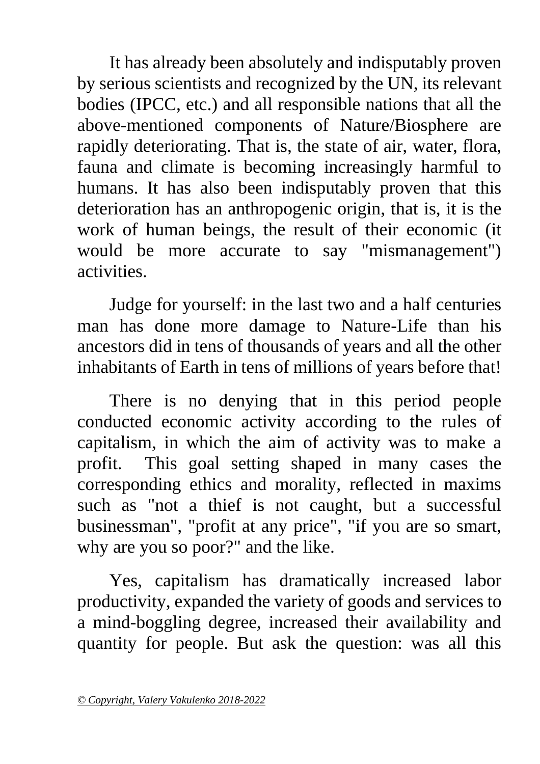It has already been absolutely and indisputably proven by serious scientists and recognized by the UN, its relevant bodies (IPCC, etc.) and all responsible nations that all the above-mentioned components of Nature/Biosphere are rapidly deteriorating. That is, the state of air, water, flora, fauna and climate is becoming increasingly harmful to humans. It has also been indisputably proven that this deterioration has an anthropogenic origin, that is, it is the work of human beings, the result of their economic (it would be more accurate to say "mismanagement") activities.

Judge for yourself: in the last two and a half centuries man has done more damage to Nature-Life than his ancestors did in tens of thousands of years and all the other inhabitants of Earth in tens of millions of years before that!

There is no denying that in this period people conducted economic activity according to the rules of capitalism, in which the aim of activity was to make a profit. This goal setting shaped in many cases the corresponding ethics and morality, reflected in maxims such as "not a thief is not caught, but a successful businessman", "profit at any price", "if you are so smart, why are you so poor?" and the like.

Yes, capitalism has dramatically increased labor productivity, expanded the variety of goods and services to a mind-boggling degree, increased their availability and quantity for people. But ask the question: was all this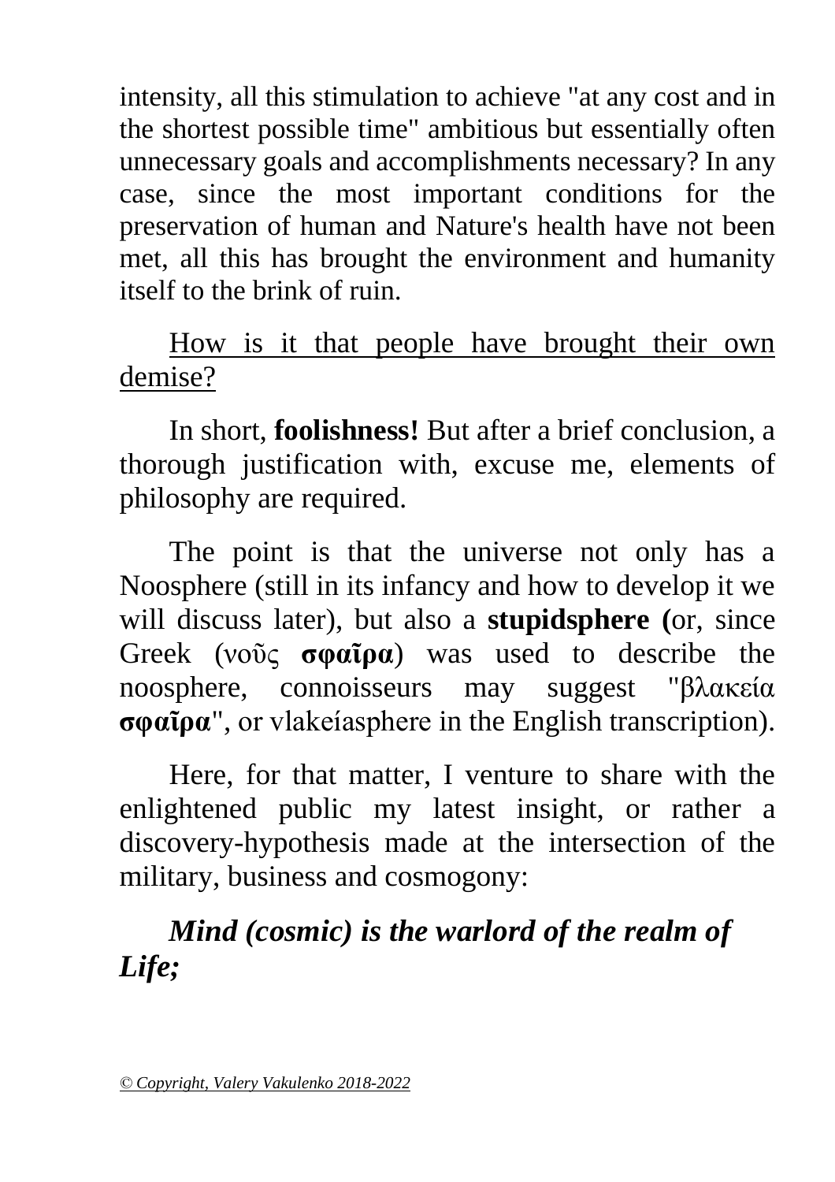intensity, all this stimulation to achieve "at any cost and in the shortest possible time" ambitious but essentially often unnecessary goals and accomplishments necessary? In any case, since the most important conditions for the preservation of human and Nature's health have not been met, all this has brought the environment and humanity itself to the brink of ruin.

<u>How is it that people have brought their own demise?</u>

In short, **foolishness!** But after a brief conclusion, a thorough justification with, excuse me, elements of philosophy are required.

The point is that the universe not only has a Noosphere (still in its infancy and how to develop it we will discuss later), but also a **stupidsphere (**or, since Greek (νοῦς **σφαῖρα**) was used to describe the noosphere, connoisseurs may suggest "βλακεία **σφαῖρα**", or vlakeíasphere in the English transcription).

Here, for that matter, I venture to share with the enlightened public my latest insight, or rather a discovery-hypothesis made at the intersection of the military, business and cosmogony:

***Mind (cosmic) is the warlord of the realm of Life;***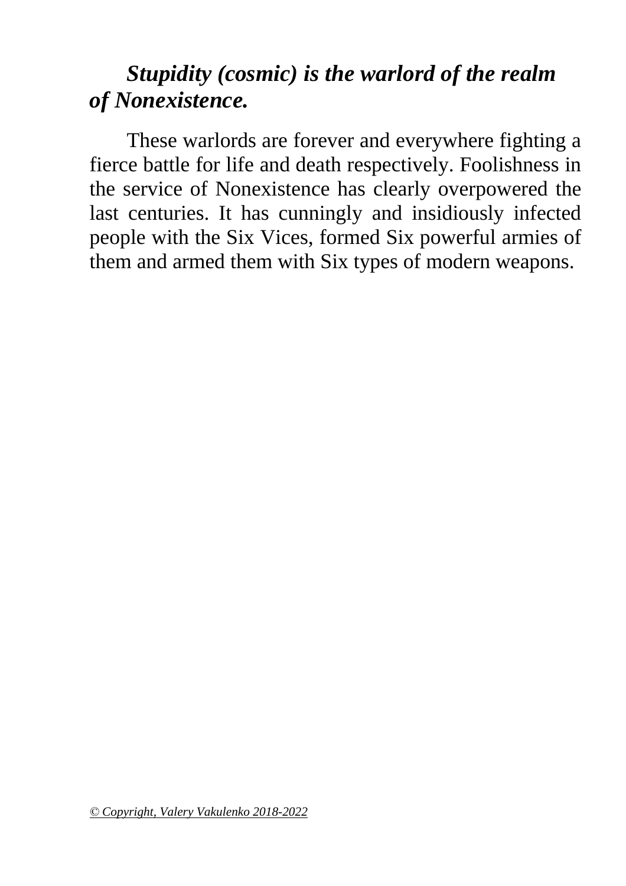***Stupidity (cosmic) is the warlord of the realm of Nonexistence.***

These warlords are forever and everywhere fighting a fierce battle for life and death respectively. Foolishness in the service of Nonexistence has clearly overpowered the last centuries. It has cunningly and insidiously infected people with the Six Vices, formed Six powerful armies of them and armed them with Six types of modern weapons.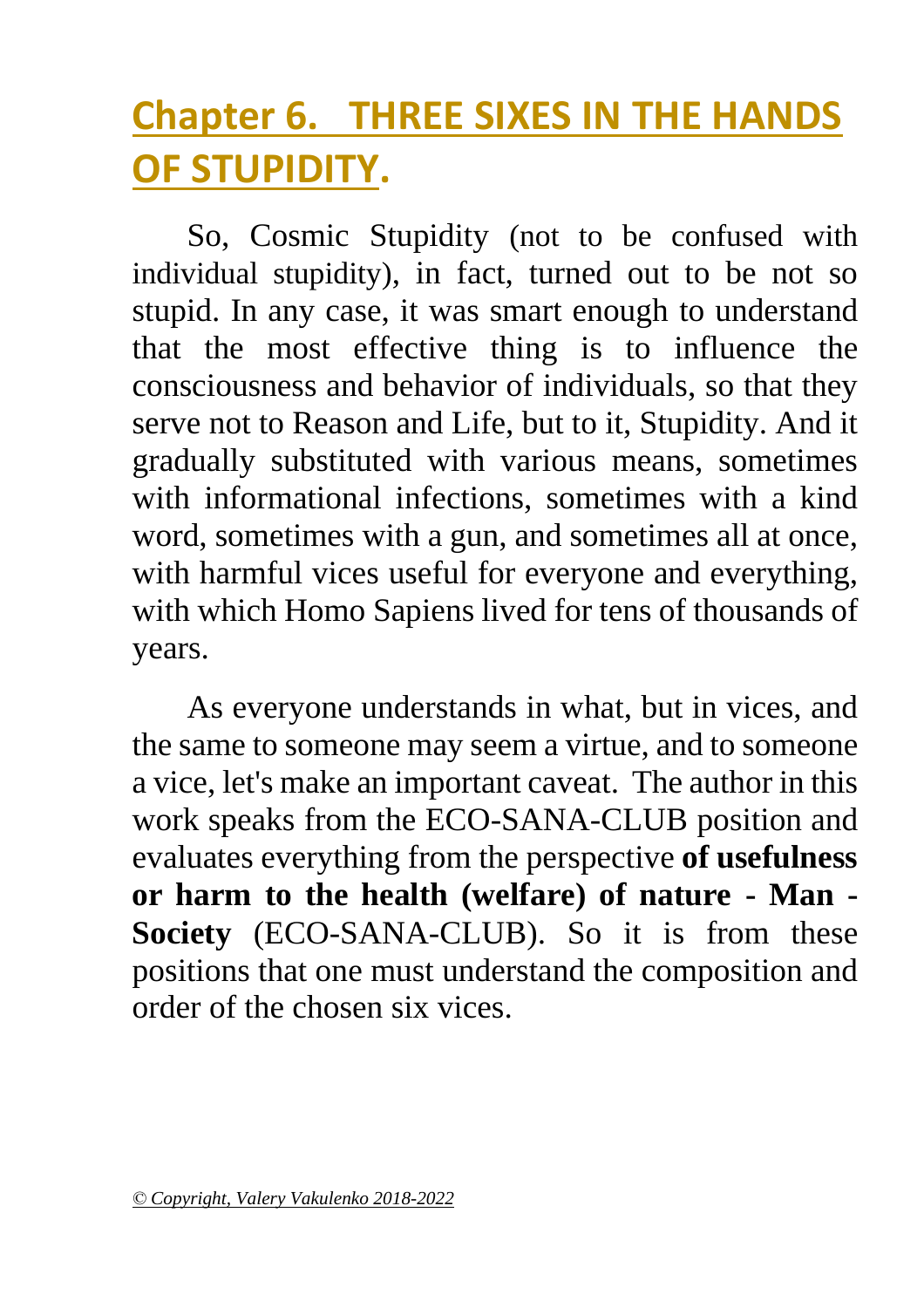# Chapter 6. THREE SIXES IN THE HANDS OF STUPIDITY.

So, Cosmic Stupidity (not to be confused with individual stupidity), in fact, turned out to be not so stupid. In any case, it was smart enough to understand that the most effective thing is to influence the consciousness and behavior of individuals, so that they serve not to Reason and Life, but to it, Stupidity. And it gradually substituted with various means, sometimes with informational infections, sometimes with a kind word, sometimes with a gun, and sometimes all at once, with harmful vices useful for everyone and everything, with which Homo Sapiens lived for tens of thousands of years.

As everyone understands in what, but in vices, and the same to someone may seem a virtue, and to someone a vice, let's make an important caveat. The author in this work speaks from the ECO-SANA-CLUB position and evaluates everything from the perspective **of usefulness or harm to the health (welfare) of nature - Man - Society** (ECO-SANA-CLUB). So it is from these positions that one must understand the composition and order of the chosen six vices.

*© Copyright, Valery Vakulenko 2018-2022*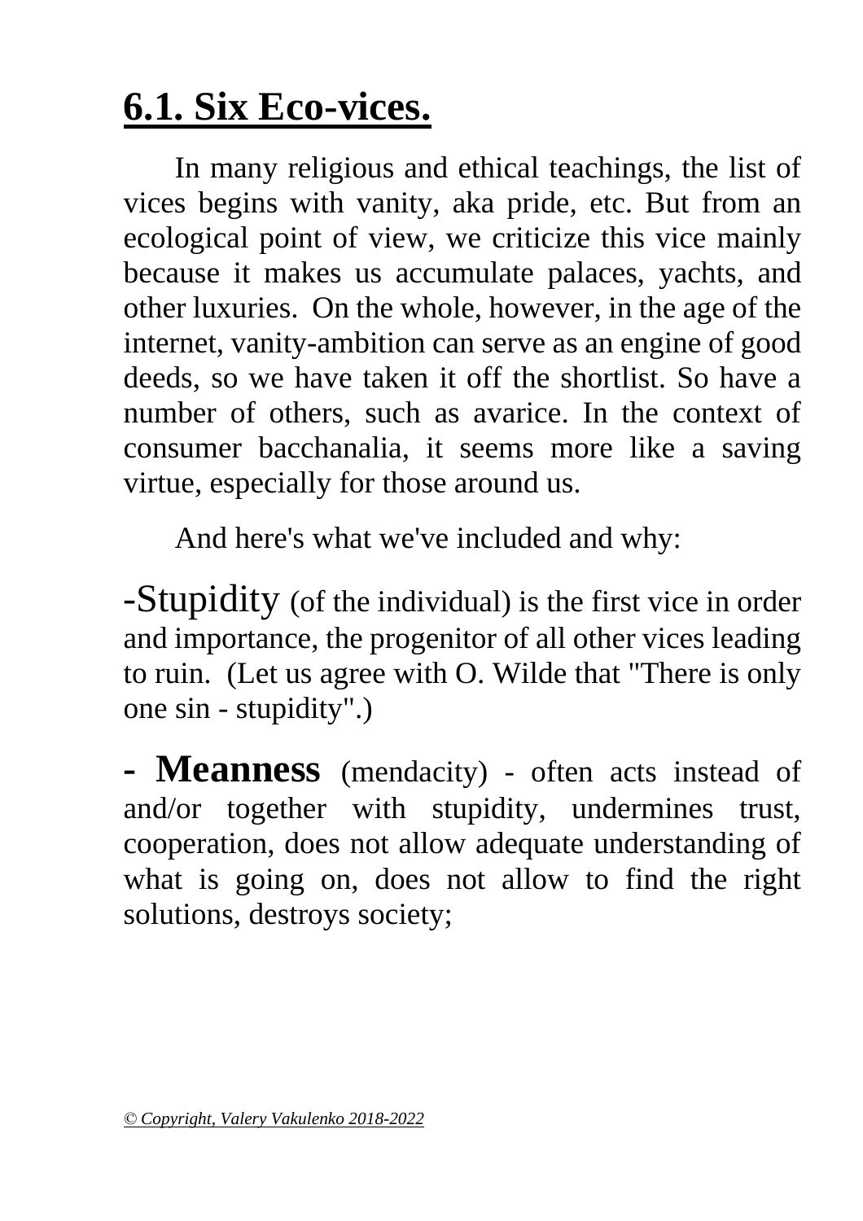## **6.1. Six Eco-vices.**

In many religious and ethical teachings, the list of vices begins with vanity, aka pride, etc. But from an ecological point of view, we criticize this vice mainly because it makes us accumulate palaces, yachts, and other luxuries. On the whole, however, in the age of the internet, vanity-ambition can serve as an engine of good deeds, so we have taken it off the shortlist. So have a number of others, such as avarice. In the context of consumer bacchanalia, it seems more like a saving virtue, especially for those around us.

And here's what we've included and why:

-Stupidity (of the individual) is the first vice in order and importance, the progenitor of all other vices leading to ruin. (Let us agree with O. Wilde that "There is only one sin - stupidity".)

**- Meanness** (mendacity) - often acts instead of and/or together with stupidity, undermines trust, cooperation, does not allow adequate understanding of what is going on, does not allow to find the right solutions, destroys society;

*© Copyright, Valery Vakulenko 2018-2022*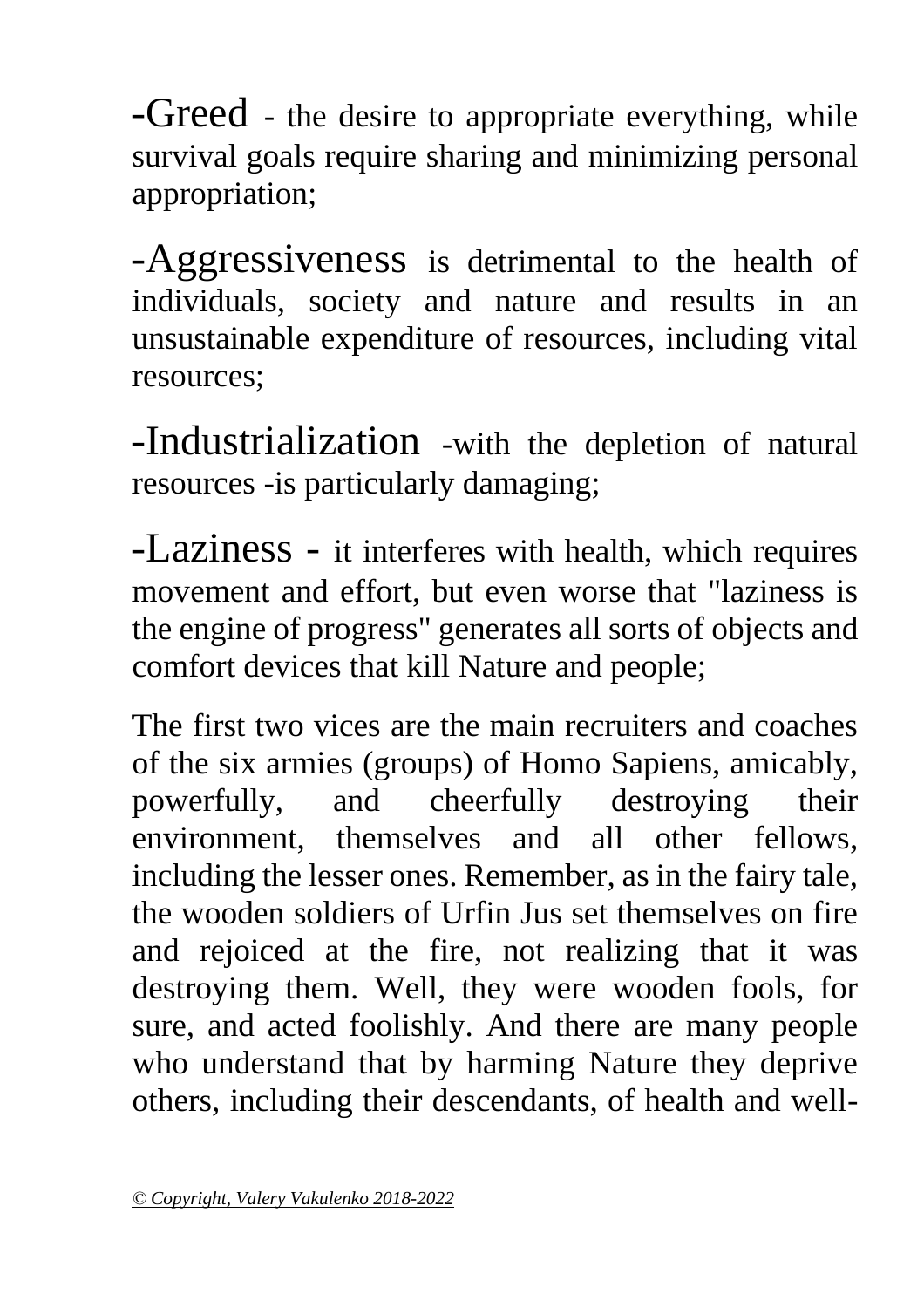-Greed - the desire to appropriate everything, while survival goals require sharing and minimizing personal appropriation;

-Aggressiveness is detrimental to the health of individuals, society and nature and results in an unsustainable expenditure of resources, including vital resources;

-Industrialization -with the depletion of natural resources -is particularly damaging;

-Laziness - it interferes with health, which requires movement and effort, but even worse that "laziness is the engine of progress" generates all sorts of objects and comfort devices that kill Nature and people;

The first two vices are the main recruiters and coaches of the six armies (groups) of Homo Sapiens, amicably, powerfully, and cheerfully destroying their environment, themselves and all other fellows, including the lesser ones. Remember, as in the fairy tale, the wooden soldiers of Urfin Jus set themselves on fire and rejoiced at the fire, not realizing that it was destroying them. Well, they were wooden fools, for sure, and acted foolishly. And there are many people who understand that by harming Nature they deprive others, including their descendants, of health and well-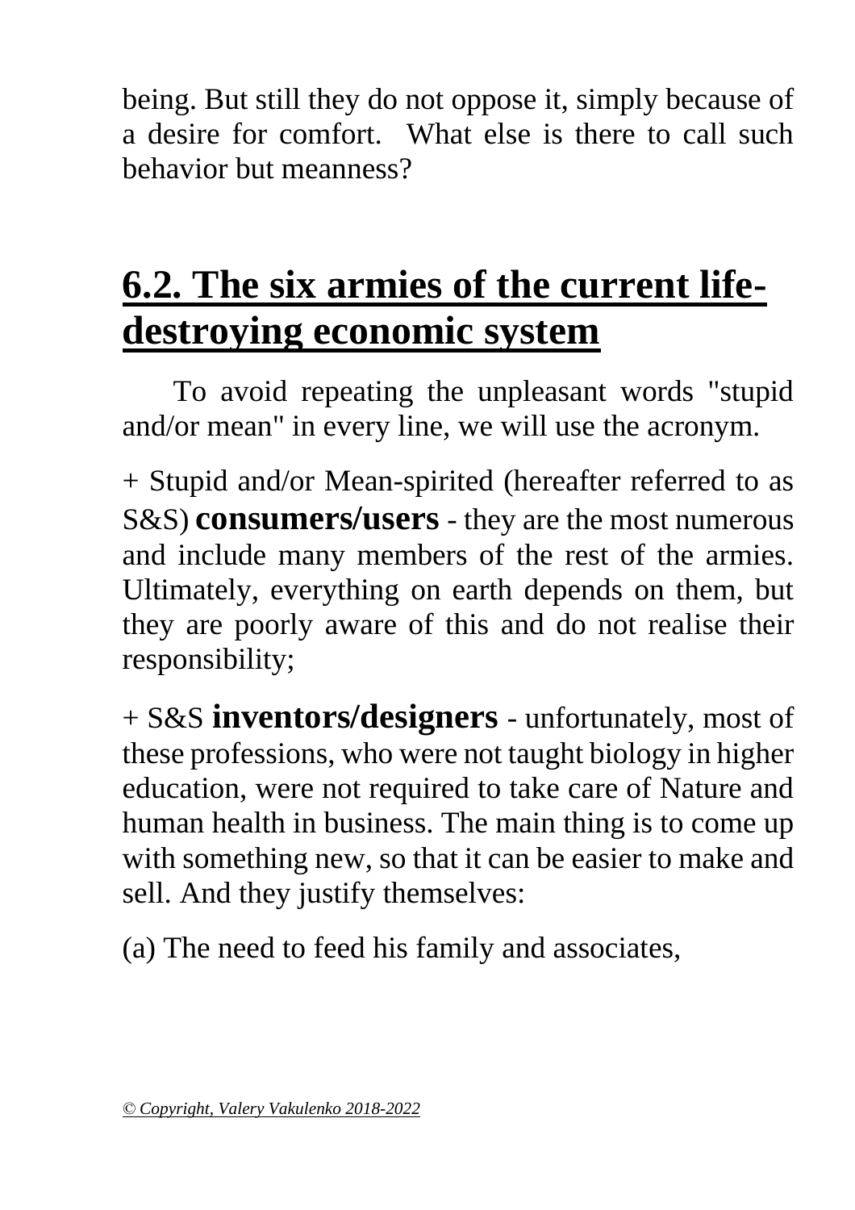being. But still they do not oppose it, simply because of a desire for comfort. What else is there to call such behavior but meanness?

## 6.2. The six armies of the current life-destroying economic system

To avoid repeating the unpleasant words "stupid and/or mean" in every line, we will use the acronym.

+ Stupid and/or Mean-spirited (hereafter referred to as S&S) **consumers/users** - they are the most numerous and include many members of the rest of the armies. Ultimately, everything on earth depends on them, but they are poorly aware of this and do not realise their responsibility;

+ S&S **inventors/designers** - unfortunately, most of these professions, who were not taught biology in higher education, were not required to take care of Nature and human health in business. The main thing is to come up with something new, so that it can be easier to make and sell. And they justify themselves:

(a) The need to feed his family and associates,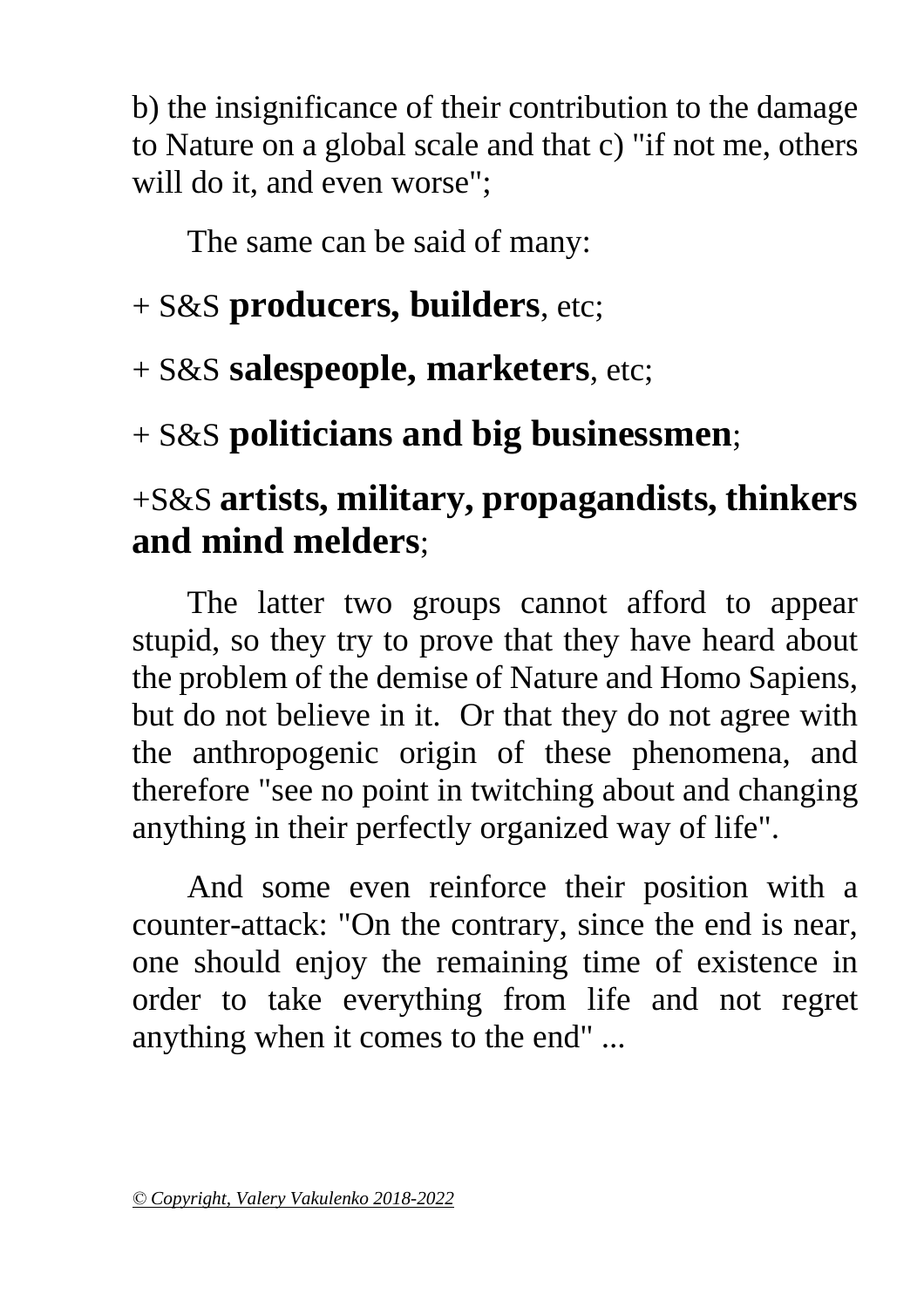b) the insignificance of their contribution to the damage to Nature on a global scale and that c) "if not me, others will do it, and even worse";

The same can be said of many:

+ S&S **producers, builders**, etc;

+ S&S **salespeople, marketers**, etc;

+ S&S **politicians and big businessmen**;

+S&S **artists, military, propagandists, thinkers and mind melders**;

The latter two groups cannot afford to appear stupid, so they try to prove that they have heard about the problem of the demise of Nature and Homo Sapiens, but do not believe in it. Or that they do not agree with the anthropogenic origin of these phenomena, and therefore "see no point in twitching about and changing anything in their perfectly organized way of life".

And some even reinforce their position with a counter-attack: "On the contrary, since the end is near, one should enjoy the remaining time of existence in order to take everything from life and not regret anything when it comes to the end" ...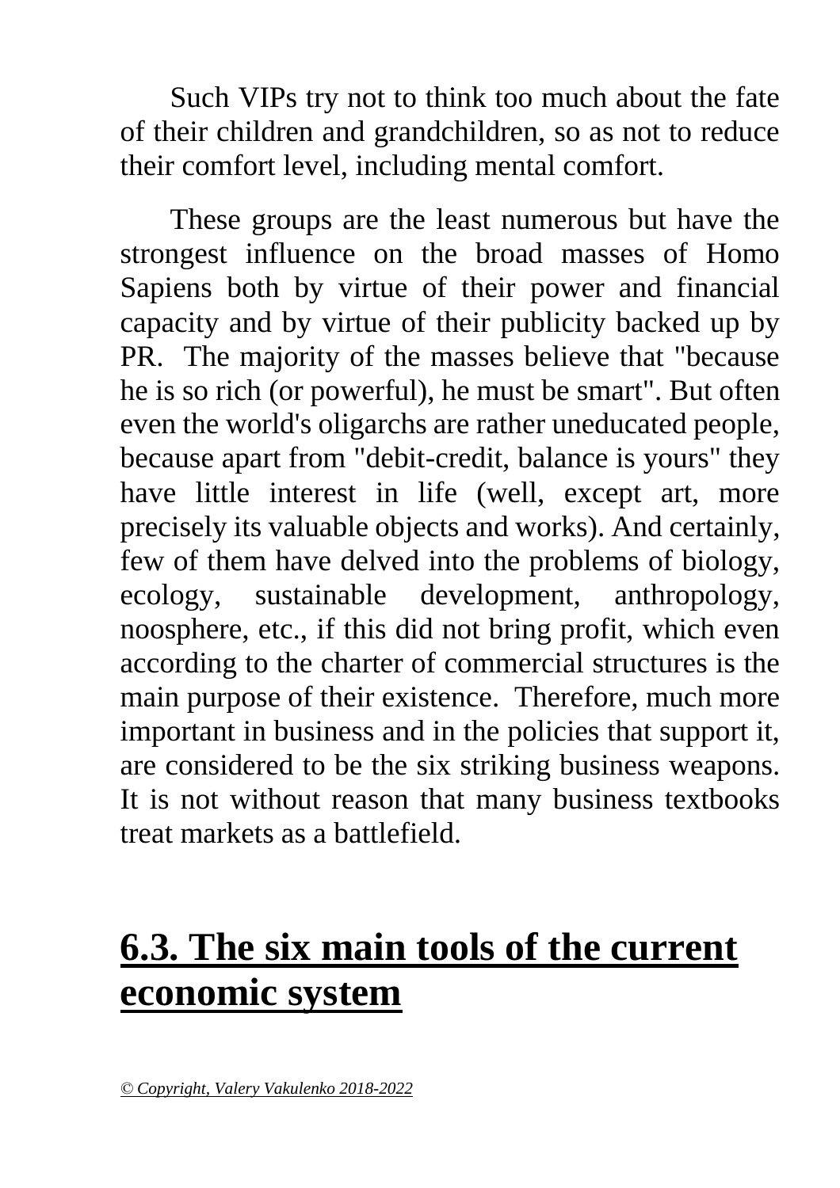Such VIPs try not to think too much about the fate of their children and grandchildren, so as not to reduce their comfort level, including mental comfort.

These groups are the least numerous but have the strongest influence on the broad masses of Homo Sapiens both by virtue of their power and financial capacity and by virtue of their publicity backed up by PR. The majority of the masses believe that "because he is so rich (or powerful), he must be smart". But often even the world's oligarchs are rather uneducated people, because apart from "debit-credit, balance is yours" they have little interest in life (well, except art, more precisely its valuable objects and works). And certainly, few of them have delved into the problems of biology, ecology, sustainable development, anthropology, noosphere, etc., if this did not bring profit, which even according to the charter of commercial structures is the main purpose of their existence. Therefore, much more important in business and in the policies that support it, are considered to be the six striking business weapons. It is not without reason that many business textbooks treat markets as a battlefield.

## 6.3. The six main tools of the current economic system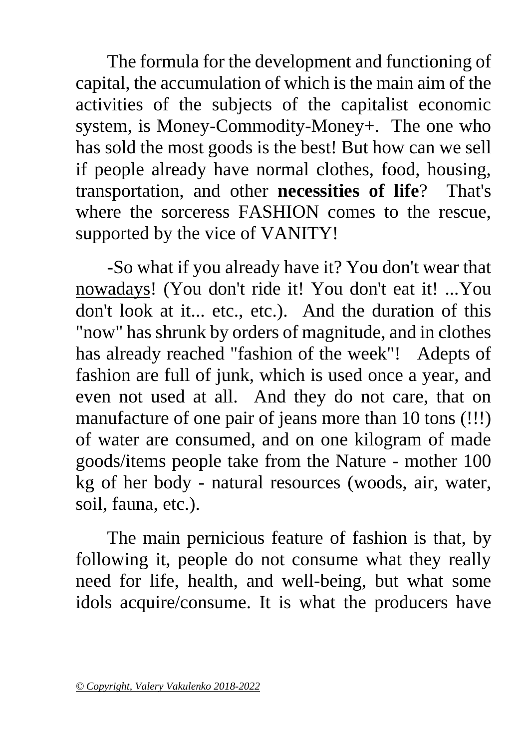The formula for the development and functioning of capital, the accumulation of which is the main aim of the activities of the subjects of the capitalist economic system, is Money-Commodity-Money+. The one who has sold the most goods is the best! But how can we sell if people already have normal clothes, food, housing, transportation, and other **necessities of life**? That's where the sorceress FASHION comes to the rescue, supported by the vice of VANITY!

-So what if you already have it? You don't wear that <u>nowadays</u>! (You don't ride it! You don't eat it! ...You don't look at it... etc., etc.). And the duration of this "now" has shrunk by orders of magnitude, and in clothes has already reached "fashion of the week"! Adepts of fashion are full of junk, which is used once a year, and even not used at all. And they do not care, that on manufacture of one pair of jeans more than 10 tons (!!!) of water are consumed, and on one kilogram of made goods/items people take from the Nature - mother 100 kg of her body - natural resources (woods, air, water, soil, fauna, etc.).

The main pernicious feature of fashion is that, by following it, people do not consume what they really need for life, health, and well-being, but what some idols acquire/consume. It is what the producers have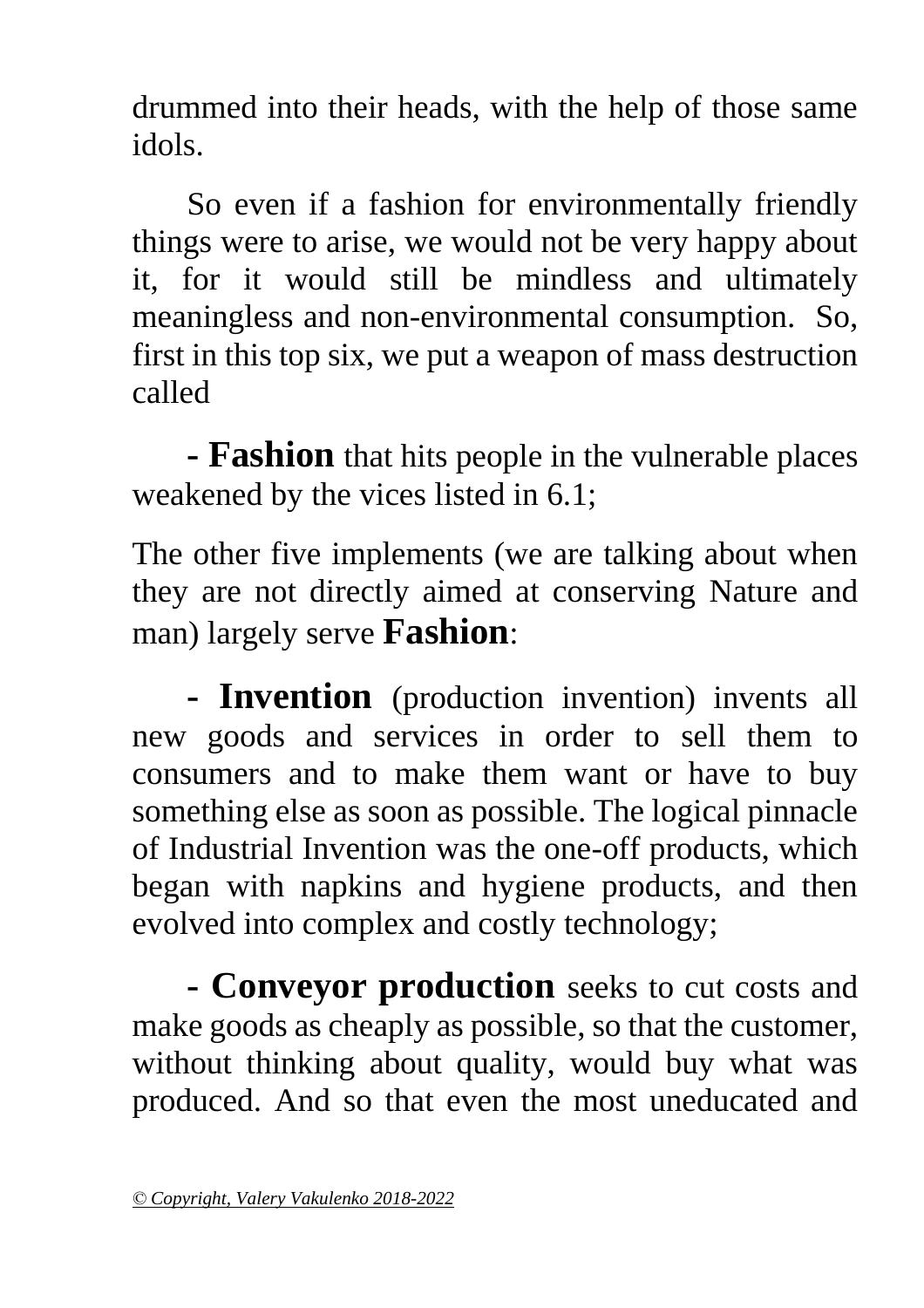drummed into their heads, with the help of those same idols.

So even if a fashion for environmentally friendly things were to arise, we would not be very happy about it, for it would still be mindless and ultimately meaningless and non-environmental consumption. So, first in this top six, we put a weapon of mass destruction called

**- Fashion** that hits people in the vulnerable places weakened by the vices listed in 6.1;

The other five implements (we are talking about when they are not directly aimed at conserving Nature and man) largely serve **Fashion**:

**- Invention** (production invention) invents all new goods and services in order to sell them to consumers and to make them want or have to buy something else as soon as possible. The logical pinnacle of Industrial Invention was the one-off products, which began with napkins and hygiene products, and then evolved into complex and costly technology;

**- Conveyor production** seeks to cut costs and make goods as cheaply as possible, so that the customer, without thinking about quality, would buy what was produced. And so that even the most uneducated and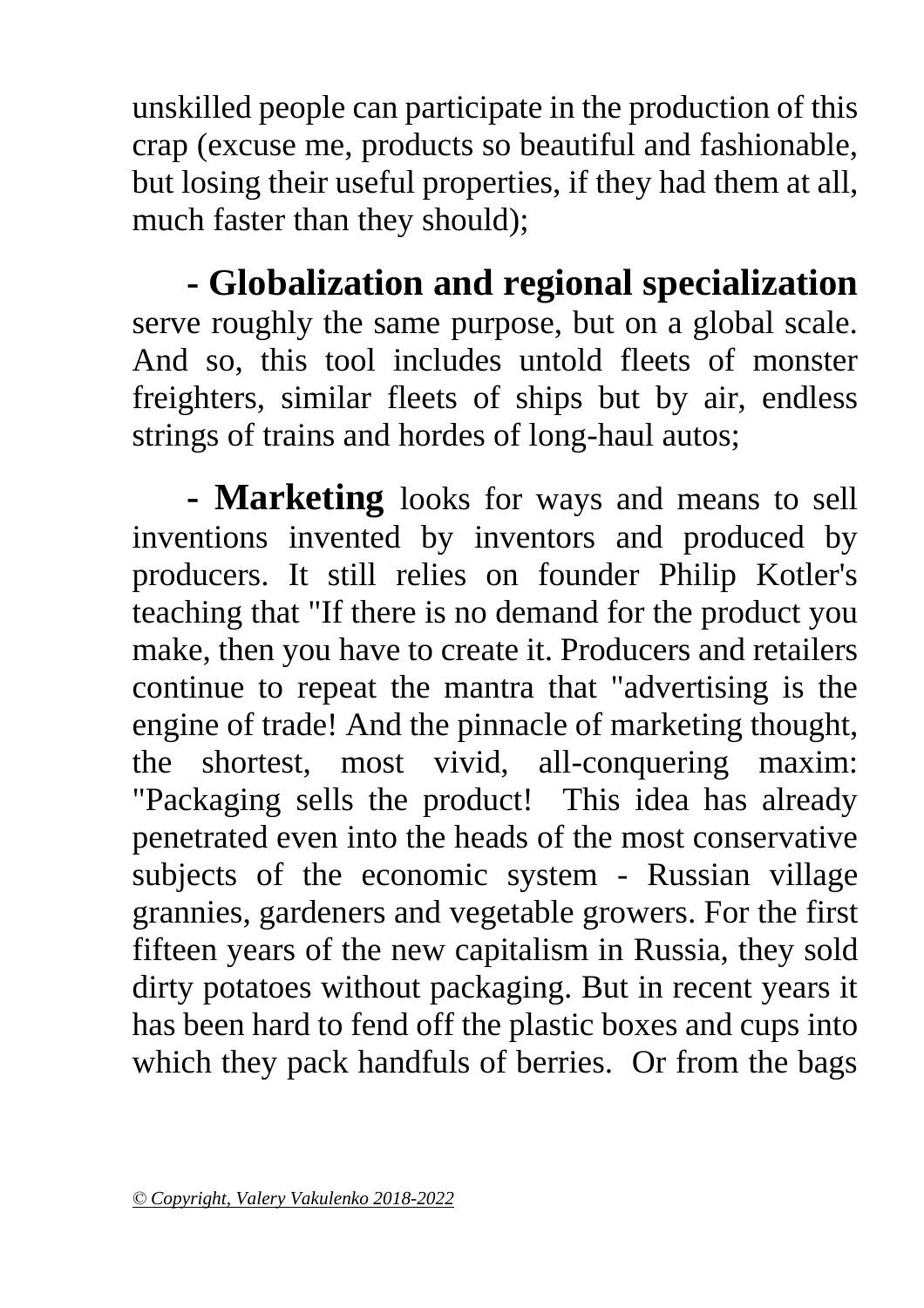unskilled people can participate in the production of this crap (excuse me, products so beautiful and fashionable, but losing their useful properties, if they had them at all, much faster than they should);

**- Globalization and regional specialization** serve roughly the same purpose, but on a global scale. And so, this tool includes untold fleets of monster freighters, similar fleets of ships but by air, endless strings of trains and hordes of long-haul autos;

**- Marketing** looks for ways and means to sell inventions invented by inventors and produced by producers. It still relies on founder Philip Kotler's teaching that "If there is no demand for the product you make, then you have to create it. Producers and retailers continue to repeat the mantra that "advertising is the engine of trade! And the pinnacle of marketing thought, the shortest, most vivid, all-conquering maxim: "Packaging sells the product! This idea has already penetrated even into the heads of the most conservative subjects of the economic system - Russian village grannies, gardeners and vegetable growers. For the first fifteen years of the new capitalism in Russia, they sold dirty potatoes without packaging. But in recent years it has been hard to fend off the plastic boxes and cups into which they pack handfuls of berries. Or from the bags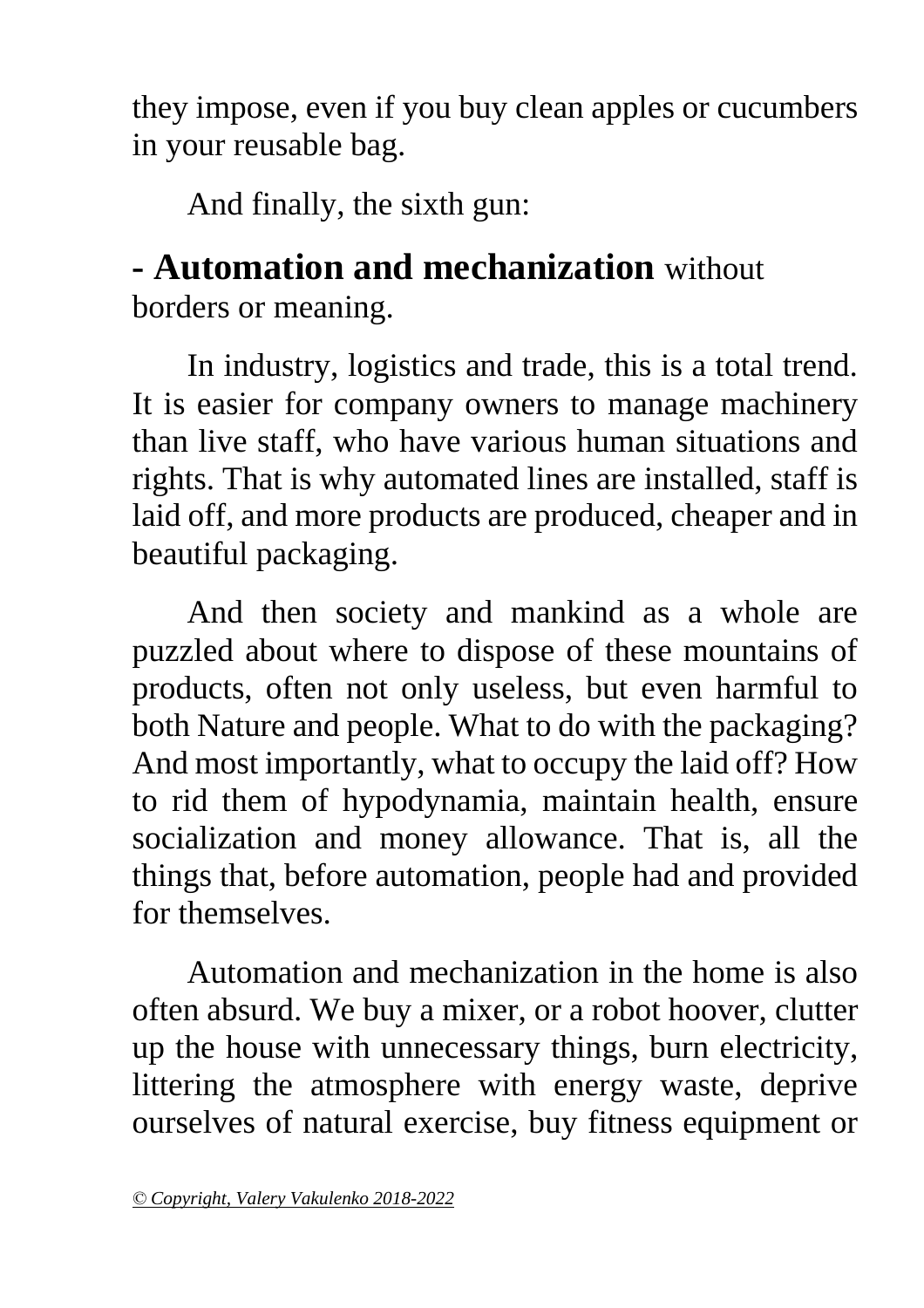they impose, even if you buy clean apples or cucumbers in your reusable bag.

And finally, the sixth gun:

**- Automation and mechanization** without borders or meaning.

In industry, logistics and trade, this is a total trend. It is easier for company owners to manage machinery than live staff, who have various human situations and rights. That is why automated lines are installed, staff is laid off, and more products are produced, cheaper and in beautiful packaging.

And then society and mankind as a whole are puzzled about where to dispose of these mountains of products, often not only useless, but even harmful to both Nature and people. What to do with the packaging? And most importantly, what to occupy the laid off? How to rid them of hypodynamia, maintain health, ensure socialization and money allowance. That is, all the things that, before automation, people had and provided for themselves.

Automation and mechanization in the home is also often absurd. We buy a mixer, or a robot hoover, clutter up the house with unnecessary things, burn electricity, littering the atmosphere with energy waste, deprive ourselves of natural exercise, buy fitness equipment or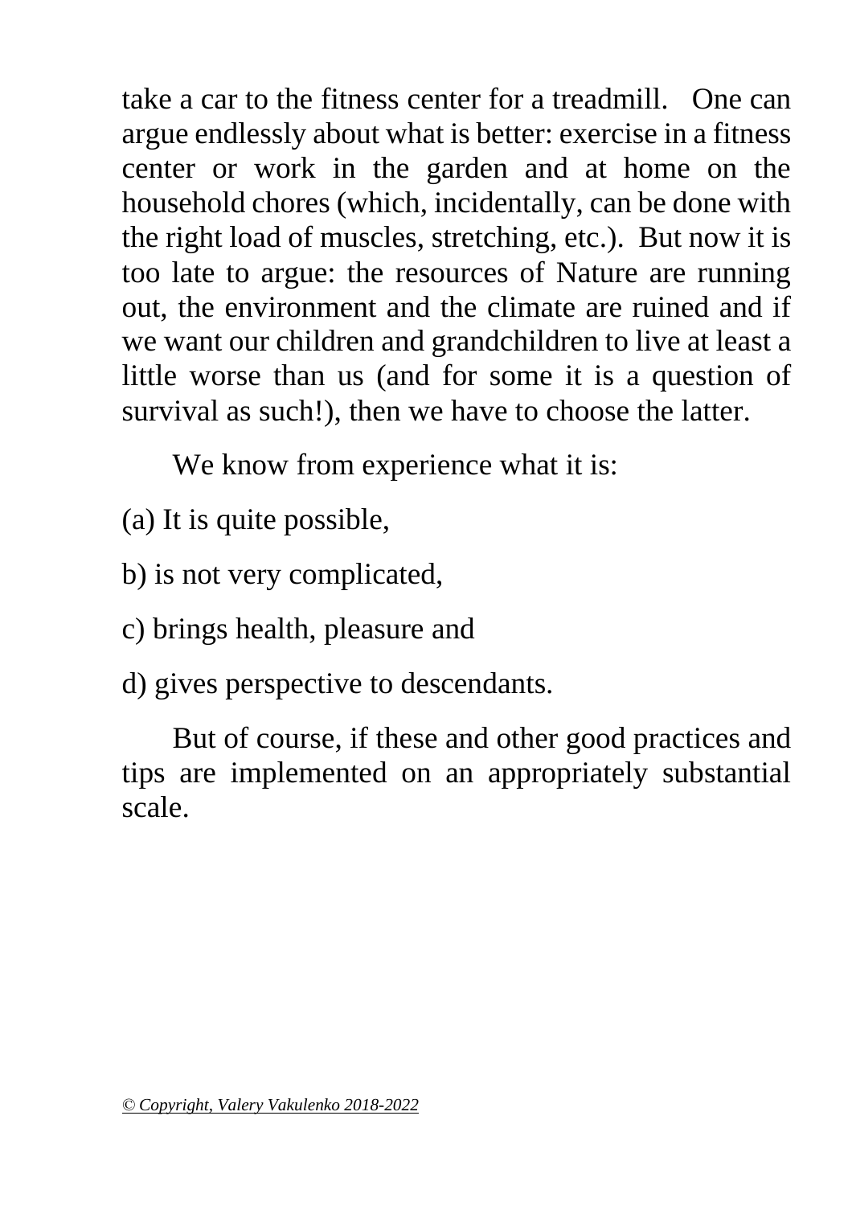take a car to the fitness center for a treadmill. One can argue endlessly about what is better: exercise in a fitness center or work in the garden and at home on the household chores (which, incidentally, can be done with the right load of muscles, stretching, etc.). But now it is too late to argue: the resources of Nature are running out, the environment and the climate are ruined and if we want our children and grandchildren to live at least a little worse than us (and for some it is a question of survival as such!), then we have to choose the latter.

We know from experience what it is:

(a) It is quite possible,

b) is not very complicated,

c) brings health, pleasure and

d) gives perspective to descendants.

But of course, if these and other good practices and tips are implemented on an appropriately substantial scale.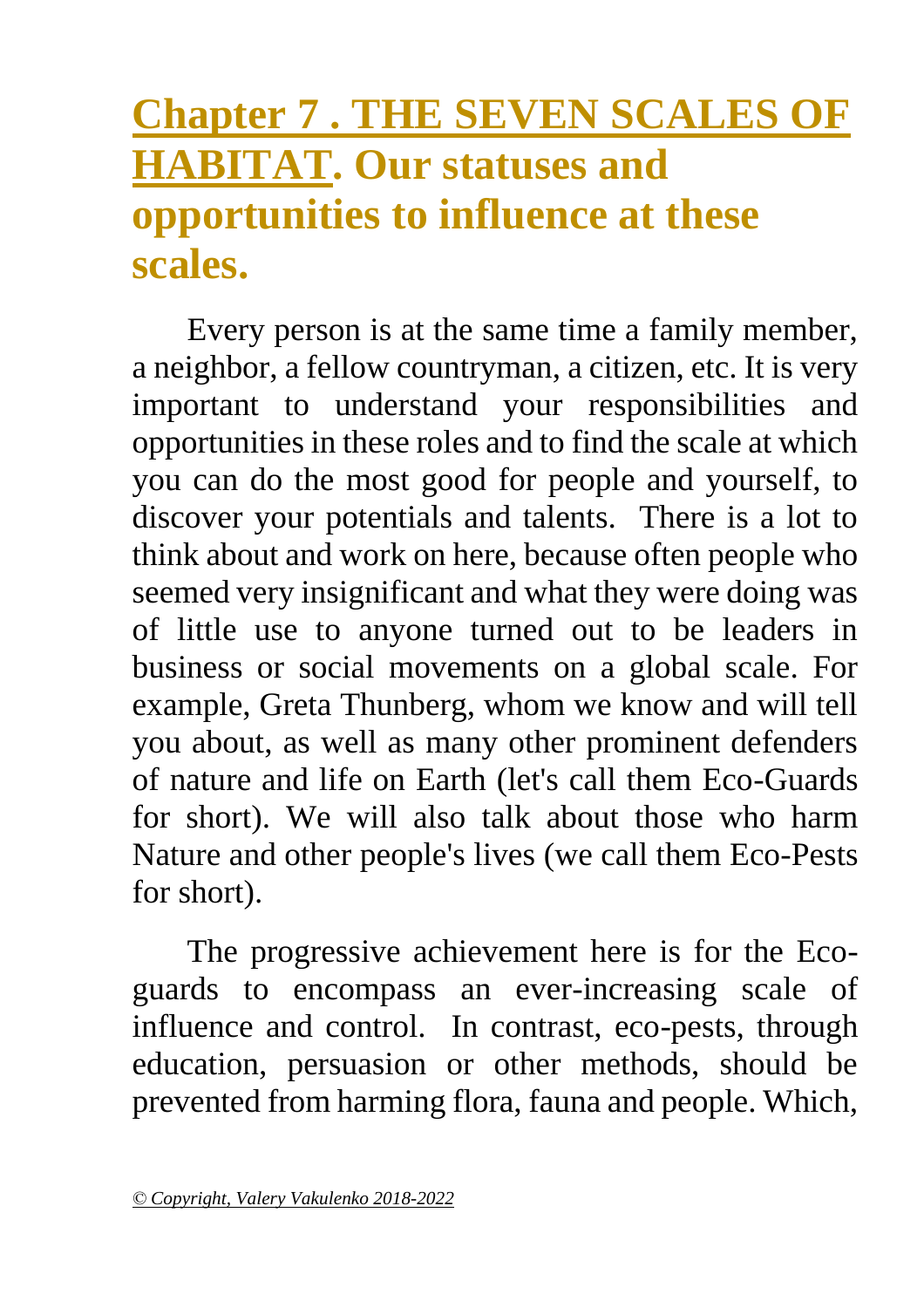# Chapter 7 . THE SEVEN SCALES OF HABITAT. Our statuses and opportunities to influence at these scales.

Every person is at the same time a family member, a neighbor, a fellow countryman, a citizen, etc. It is very important to understand your responsibilities and opportunities in these roles and to find the scale at which you can do the most good for people and yourself, to discover your potentials and talents. There is a lot to think about and work on here, because often people who seemed very insignificant and what they were doing was of little use to anyone turned out to be leaders in business or social movements on a global scale. For example, Greta Thunberg, whom we know and will tell you about, as well as many other prominent defenders of nature and life on Earth (let's call them Eco-Guards for short). We will also talk about those who harm Nature and other people's lives (we call them Eco-Pests for short).

The progressive achievement here is for the Eco-guards to encompass an ever-increasing scale of influence and control. In contrast, eco-pests, through education, persuasion or other methods, should be prevented from harming flora, fauna and people. Which,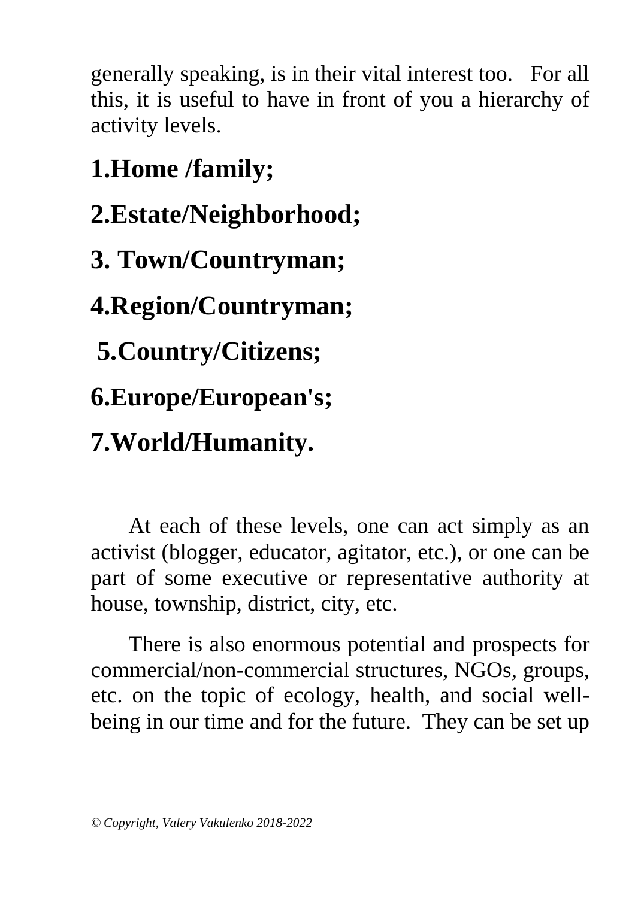generally speaking, is in their vital interest too. For all this, it is useful to have in front of you a hierarchy of activity levels.

**1.Home /family;**

**2.Estate/Neighborhood;**

**3. Town/Countryman;**

**4.Region/Countryman;**

**5.Country/Citizens;**

**6.Europe/European's;**

**7.World/Humanity.**

At each of these levels, one can act simply as an activist (blogger, educator, agitator, etc.), or one can be part of some executive or representative authority at house, township, district, city, etc.

There is also enormous potential and prospects for commercial/non-commercial structures, NGOs, groups, etc. on the topic of ecology, health, and social well-being in our time and for the future. They can be set up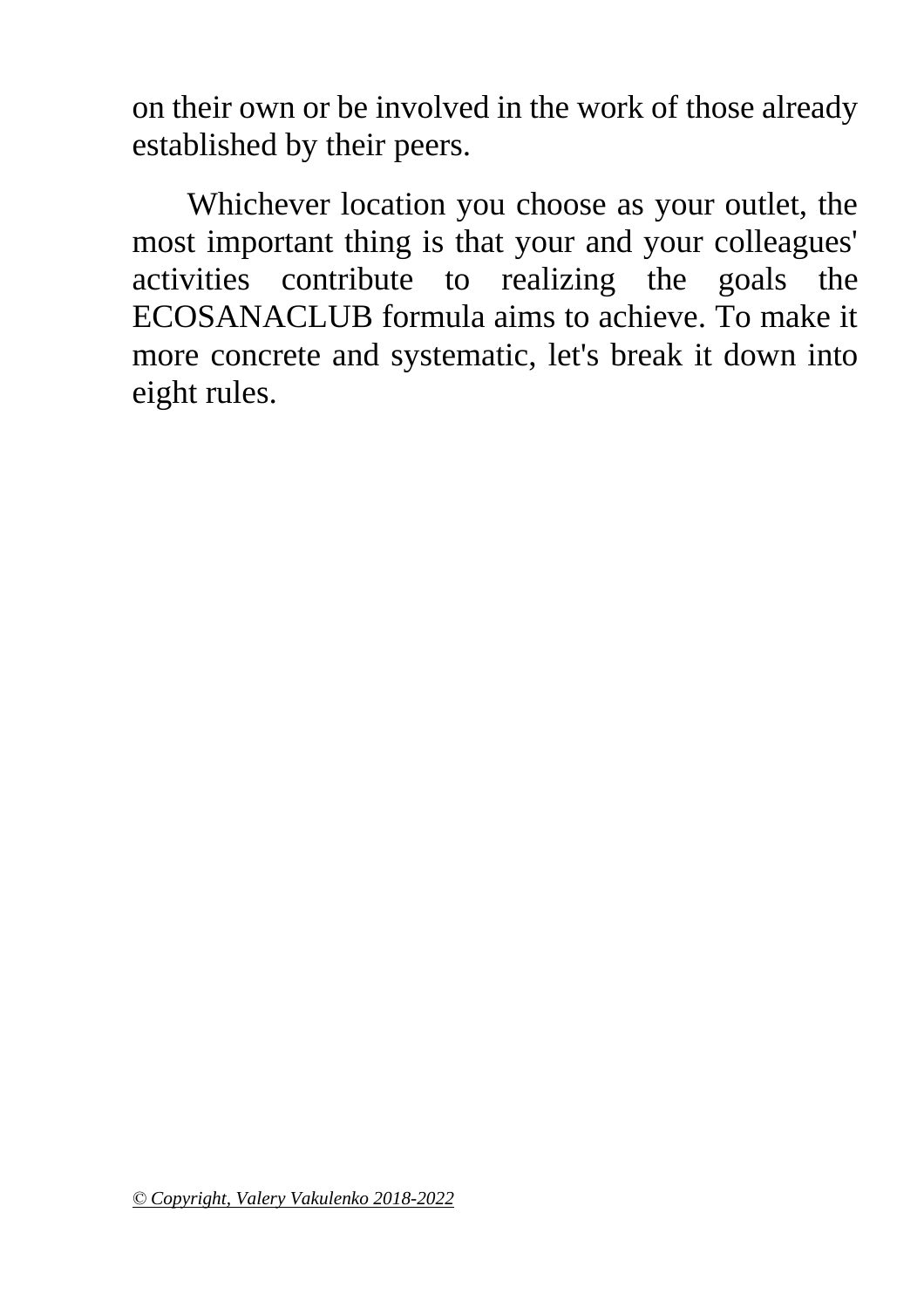on their own or be involved in the work of those already established by their peers.

Whichever location you choose as your outlet, the most important thing is that your and your colleagues' activities contribute to realizing the goals the ECOSANACLUB formula aims to achieve. To make it more concrete and systematic, let's break it down into eight rules.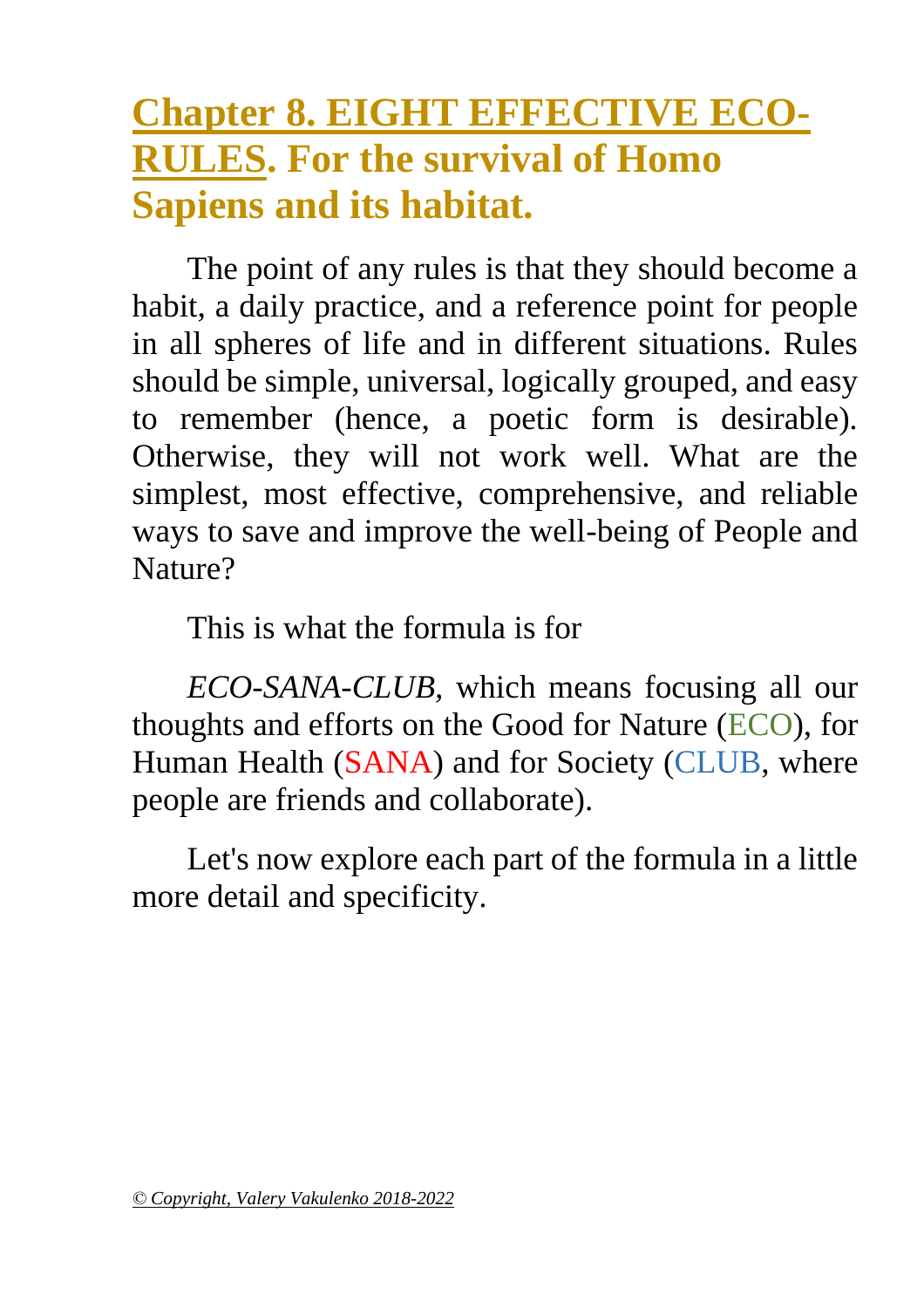# Chapter 8. EIGHT EFFECTIVE ECO-RULES. For the survival of Homo Sapiens and its habitat.

The point of any rules is that they should become a habit, a daily practice, and a reference point for people in all spheres of life and in different situations. Rules should be simple, universal, logically grouped, and easy to remember (hence, a poetic form is desirable). Otherwise, they will not work well. What are the simplest, most effective, comprehensive, and reliable ways to save and improve the well-being of People and Nature?

This is what the formula is for

*ECO-SANA-CLUB*, which means focusing all our thoughts and efforts on the Good for Nature (ECO), for Human Health (SANA) and for Society (CLUB, where people are friends and collaborate).

Let's now explore each part of the formula in a little more detail and specificity.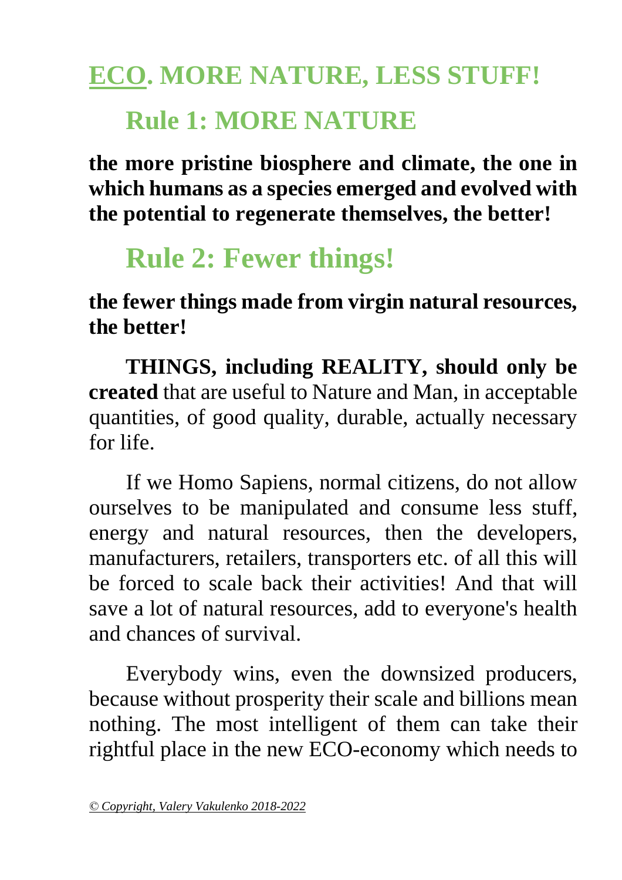# ECO. MORE NATURE, LESS STUFF!

## Rule 1: MORE NATURE

**the more pristine biosphere and climate, the one in which humans as a species emerged and evolved with the potential to regenerate themselves, the better!**

## Rule 2: Fewer things!

**the fewer things made from virgin natural resources, the better!**

**THINGS, including REALITY, should only be created** that are useful to Nature and Man, in acceptable quantities, of good quality, durable, actually necessary for life.

If we Homo Sapiens, normal citizens, do not allow ourselves to be manipulated and consume less stuff, energy and natural resources, then the developers, manufacturers, retailers, transporters etc. of all this will be forced to scale back their activities! And that will save a lot of natural resources, add to everyone's health and chances of survival.

Everybody wins, even the downsized producers, because without prosperity their scale and billions mean nothing. The most intelligent of them can take their rightful place in the new ECO-economy which needs to

*© Copyright, Valery Vakulenko 2018-2022*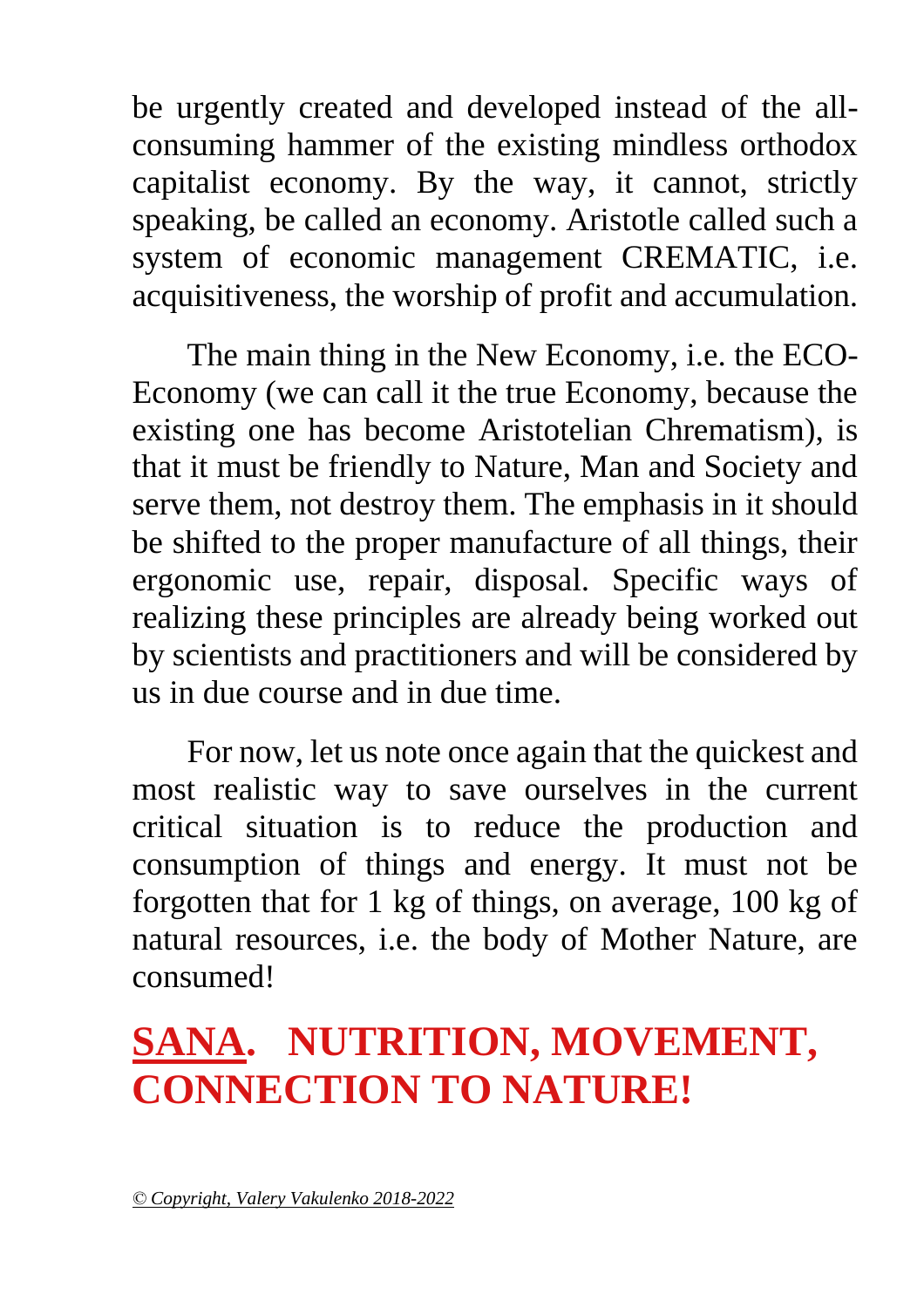be urgently created and developed instead of the all-consuming hammer of the existing mindless orthodox capitalist economy. By the way, it cannot, strictly speaking, be called an economy. Aristotle called such a system of economic management CREMATIC, i.e. acquisitiveness, the worship of profit and accumulation.

The main thing in the New Economy, i.e. the ECO-Economy (we can call it the true Economy, because the existing one has become Aristotelian Chrematism), is that it must be friendly to Nature, Man and Society and serve them, not destroy them. The emphasis in it should be shifted to the proper manufacture of all things, their ergonomic use, repair, disposal. Specific ways of realizing these principles are already being worked out by scientists and practitioners and will be considered by us in due course and in due time.

For now, let us note once again that the quickest and most realistic way to save ourselves in the current critical situation is to reduce the production and consumption of things and energy. It must not be forgotten that for 1 kg of things, on average, 100 kg of natural resources, i.e. the body of Mother Nature, are consumed!

## SANA. NUTRITION, MOVEMENT, CONNECTION TO NATURE!

*© Copyright, Valery Vakulenko 2018-2022*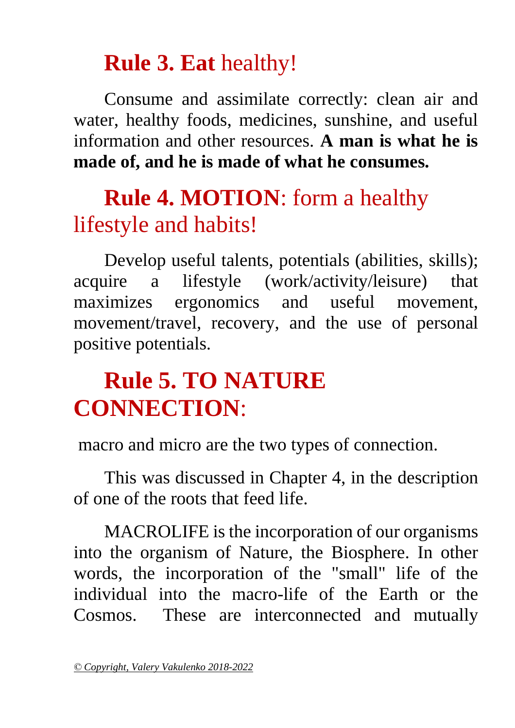## **Rule 3. Eat** healthy!

Consume and assimilate correctly: clean air and water, healthy foods, medicines, sunshine, and useful information and other resources. **A man is what he is made of, and he is made of what he consumes.**

## **Rule 4. MOTION**: form a healthy lifestyle and habits!

Develop useful talents, potentials (abilities, skills); acquire a lifestyle (work/activity/leisure) that maximizes ergonomics and useful movement, movement/travel, recovery, and the use of personal positive potentials.

## **Rule 5. TO NATURE CONNECTION**:

macro and micro are the two types of connection.

This was discussed in Chapter 4, in the description of one of the roots that feed life.

MACROLIFE is the incorporation of our organisms into the organism of Nature, the Biosphere. In other words, the incorporation of the "small" life of the individual into the macro-life of the Earth or the Cosmos. These are interconnected and mutually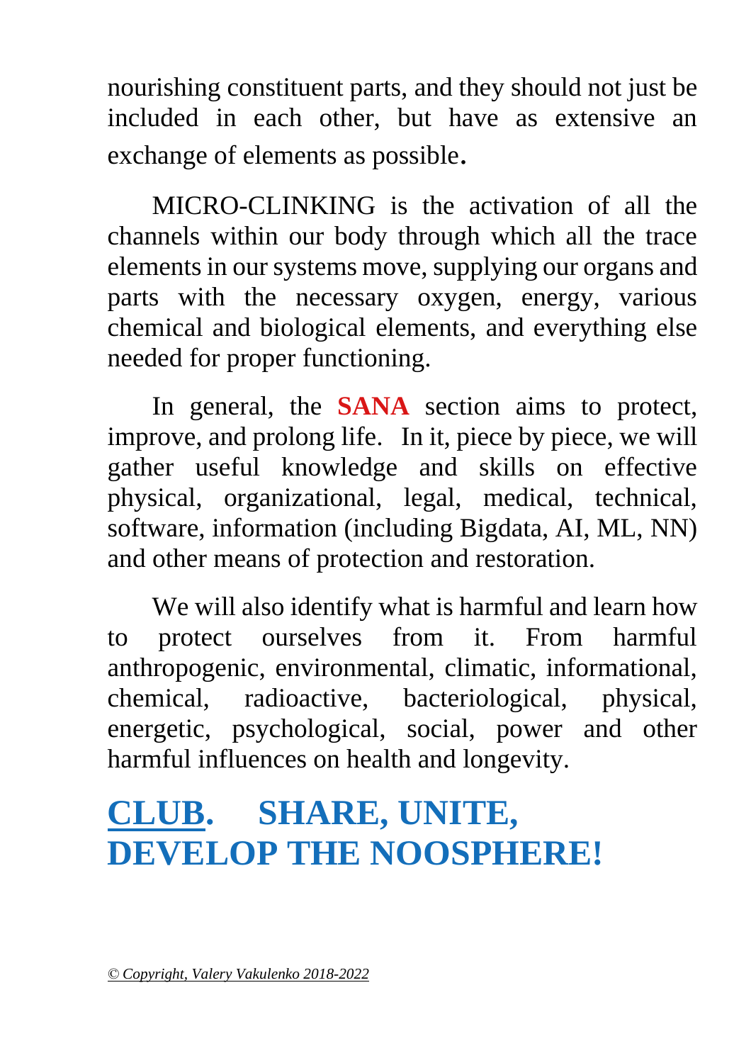nourishing constituent parts, and they should not just be included in each other, but have as extensive an exchange of elements as possible.

MICRO-CLINKING is the activation of all the channels within our body through which all the trace elements in our systems move, supplying our organs and parts with the necessary oxygen, energy, various chemical and biological elements, and everything else needed for proper functioning.

In general, the **SANA** section aims to protect, improve, and prolong life. In it, piece by piece, we will gather useful knowledge and skills on effective physical, organizational, legal, medical, technical, software, information (including Bigdata, AI, ML, NN) and other means of protection and restoration.

We will also identify what is harmful and learn how to protect ourselves from it. From harmful anthropogenic, environmental, climatic, informational, chemical, radioactive, bacteriological, physical, energetic, psychological, social, power and other harmful influences on health and longevity.

## CLUB. SHARE, UNITE, DEVELOP THE NOOSPHERE!

*© Copyright, Valery Vakulenko 2018-2022*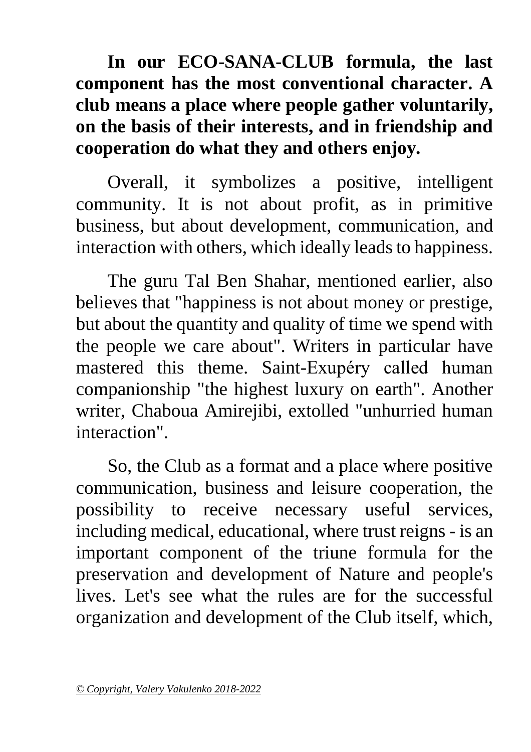**In our ECO-SANA-CLUB formula, the last component has the most conventional character. A club means a place where people gather voluntarily, on the basis of their interests, and in friendship and cooperation do what they and others enjoy.**

Overall, it symbolizes a positive, intelligent community. It is not about profit, as in primitive business, but about development, communication, and interaction with others, which ideally leads to happiness.

The guru Tal Ben Shahar, mentioned earlier, also believes that "happiness is not about money or prestige, but about the quantity and quality of time we spend with the people we care about". Writers in particular have mastered this theme. Saint-Exupéry called human companionship "the highest luxury on earth". Another writer, Chaboua Amirejibi, extolled "unhurried human interaction".

So, the Club as a format and a place where positive communication, business and leisure cooperation, the possibility to receive necessary useful services, including medical, educational, where trust reigns - is an important component of the triune formula for the preservation and development of Nature and people's lives. Let's see what the rules are for the successful organization and development of the Club itself, which,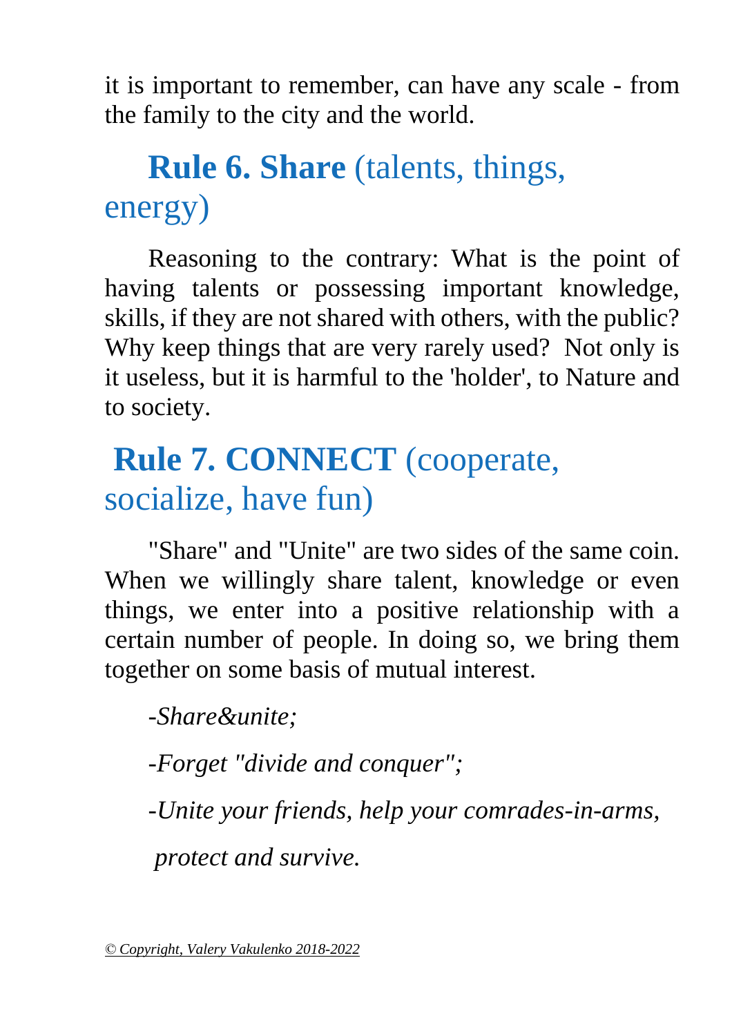it is important to remember, can have any scale - from the family to the city and the world.

## **Rule 6. Share** (talents, things, energy)

Reasoning to the contrary: What is the point of having talents or possessing important knowledge, skills, if they are not shared with others, with the public? Why keep things that are very rarely used? Not only is it useless, but it is harmful to the 'holder', to Nature and to society.

## **Rule 7. CONNECT** (cooperate, socialize, have fun)

"Share" and "Unite" are two sides of the same coin. When we willingly share talent, knowledge or even things, we enter into a positive relationship with a certain number of people. In doing so, we bring them together on some basis of mutual interest.

*-Share&unite;*

*-Forget "divide and conquer";*

*-Unite your friends, help your comrades-in-arms,*

*protect and survive.*

© Copyright, Valery Vakulenko 2018-2022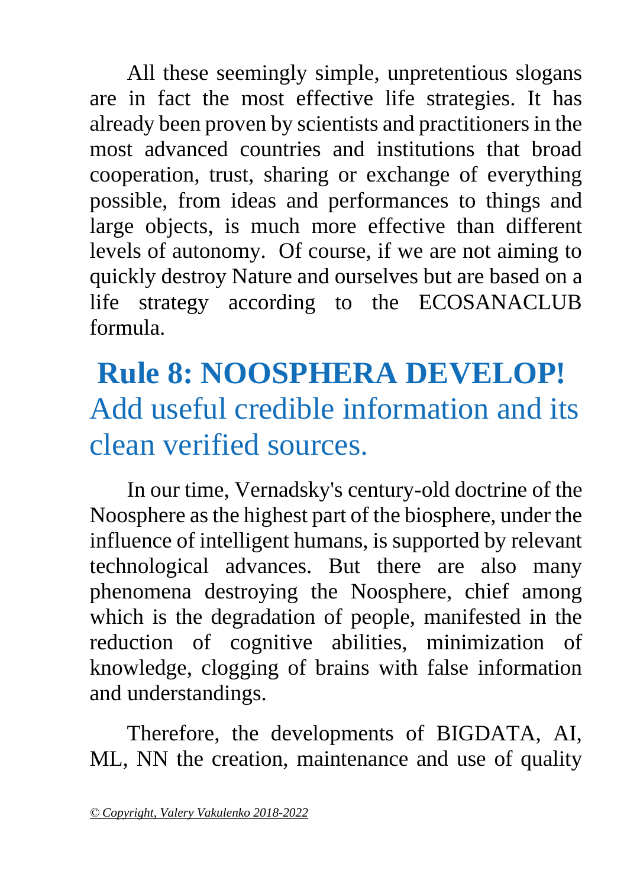All these seemingly simple, unpretentious slogans are in fact the most effective life strategies. It has already been proven by scientists and practitioners in the most advanced countries and institutions that broad cooperation, trust, sharing or exchange of everything possible, from ideas and performances to things and large objects, is much more effective than different levels of autonomy. Of course, if we are not aiming to quickly destroy Nature and ourselves but are based on a life strategy according to the ECOSANACLUB formula.

## **Rule 8: NOOSPHERA DEVELOP!** Add useful credible information and its clean verified sources.

In our time, Vernadsky's century-old doctrine of the Noosphere as the highest part of the biosphere, under the influence of intelligent humans, is supported by relevant technological advances. But there are also many phenomena destroying the Noosphere, chief among which is the degradation of people, manifested in the reduction of cognitive abilities, minimization of knowledge, clogging of brains with false information and understandings.

Therefore, the developments of BIGDATA, AI, ML, NN the creation, maintenance and use of quality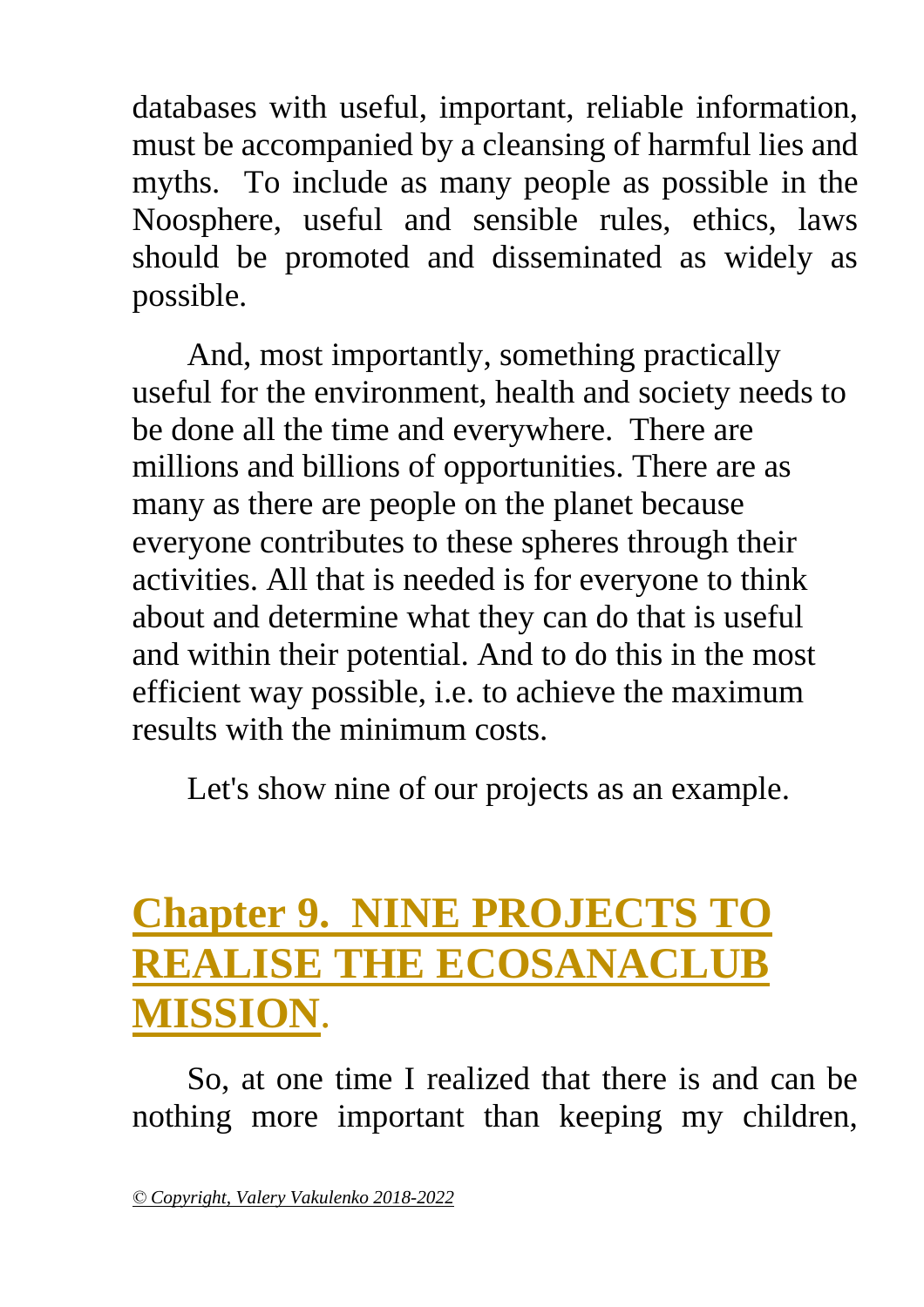databases with useful, important, reliable information, must be accompanied by a cleansing of harmful lies and myths. To include as many people as possible in the Noosphere, useful and sensible rules, ethics, laws should be promoted and disseminated as widely as possible.

And, most importantly, something practically useful for the environment, health and society needs to be done all the time and everywhere. There are millions and billions of opportunities. There are as many as there are people on the planet because everyone contributes to these spheres through their activities. All that is needed is for everyone to think about and determine what they can do that is useful and within their potential. And to do this in the most efficient way possible, i.e. to achieve the maximum results with the minimum costs.

Let's show nine of our projects as an example.

## Chapter 9. NINE PROJECTS TO REALISE THE ECOSANACLUB MISSION.

So, at one time I realized that there is and can be nothing more important than keeping my children,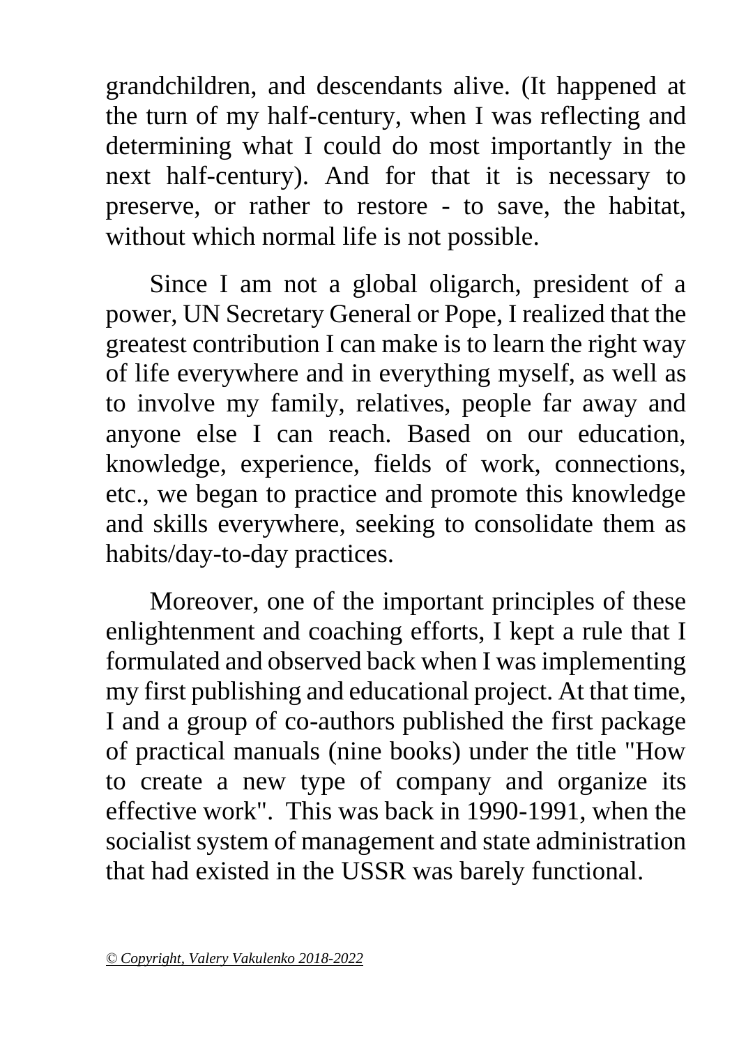grandchildren, and descendants alive. (It happened at the turn of my half-century, when I was reflecting and determining what I could do most importantly in the next half-century). And for that it is necessary to preserve, or rather to restore - to save, the habitat, without which normal life is not possible.

Since I am not a global oligarch, president of a power, UN Secretary General or Pope, I realized that the greatest contribution I can make is to learn the right way of life everywhere and in everything myself, as well as to involve my family, relatives, people far away and anyone else I can reach. Based on our education, knowledge, experience, fields of work, connections, etc., we began to practice and promote this knowledge and skills everywhere, seeking to consolidate them as habits/day-to-day practices.

Moreover, one of the important principles of these enlightenment and coaching efforts, I kept a rule that I formulated and observed back when I was implementing my first publishing and educational project. At that time, I and a group of co-authors published the first package of practical manuals (nine books) under the title "How to create a new type of company and organize its effective work". This was back in 1990-1991, when the socialist system of management and state administration that had existed in the USSR was barely functional.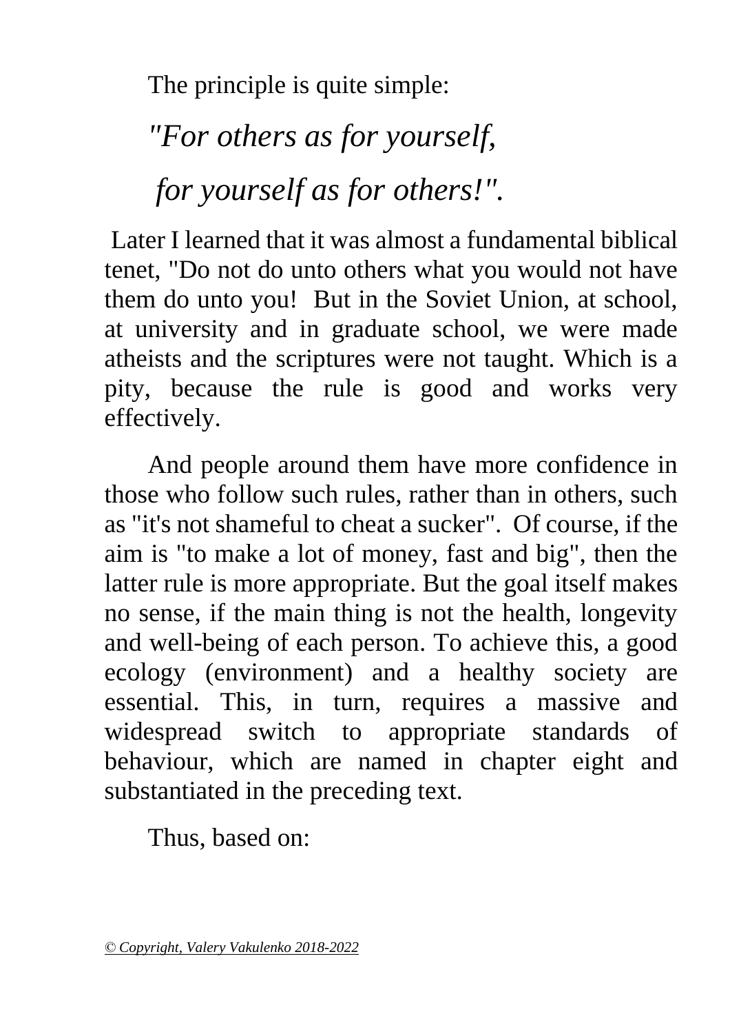The principle is quite simple:

*"For others as for yourself,*

*for yourself as for others!".*

Later I learned that it was almost a fundamental biblical tenet, "Do not do unto others what you would not have them do unto you! But in the Soviet Union, at school, at university and in graduate school, we were made atheists and the scriptures were not taught. Which is a pity, because the rule is good and works very effectively.

And people around them have more confidence in those who follow such rules, rather than in others, such as "it's not shameful to cheat a sucker". Of course, if the aim is "to make a lot of money, fast and big", then the latter rule is more appropriate. But the goal itself makes no sense, if the main thing is not the health, longevity and well-being of each person. To achieve this, a good ecology (environment) and a healthy society are essential. This, in turn, requires a massive and widespread switch to appropriate standards of behaviour, which are named in chapter eight and substantiated in the preceding text.

Thus, based on: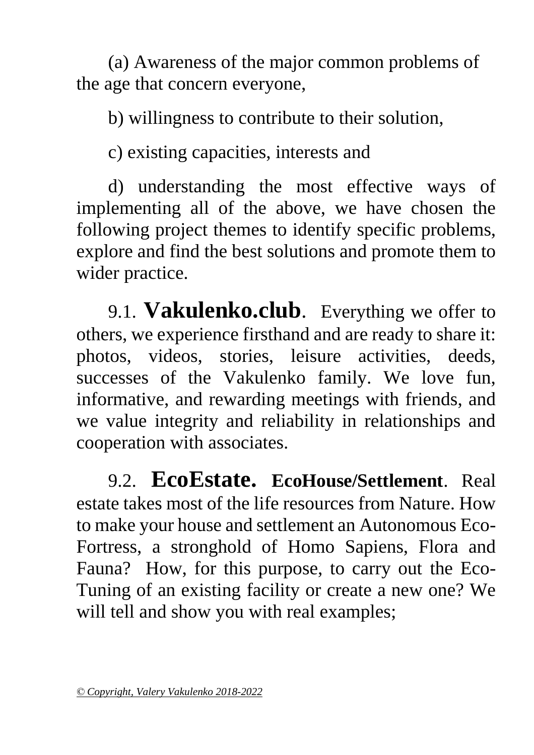(a) Awareness of the major common problems of the age that concern everyone,

b) willingness to contribute to their solution,

c) existing capacities, interests and

d) understanding the most effective ways of implementing all of the above, we have chosen the following project themes to identify specific problems, explore and find the best solutions and promote them to wider practice.

9.1. **Vakulenko.club**. Everything we offer to others, we experience firsthand and are ready to share it: photos, videos, stories, leisure activities, deeds, successes of the Vakulenko family. We love fun, informative, and rewarding meetings with friends, and we value integrity and reliability in relationships and cooperation with associates.

9.2. **EcoEstate. EcoHouse/Settlement**. Real estate takes most of the life resources from Nature. How to make your house and settlement an Autonomous Eco-Fortress, a stronghold of Homo Sapiens, Flora and Fauna? How, for this purpose, to carry out the Eco-Tuning of an existing facility or create a new one? We will tell and show you with real examples;

*© Copyright, Valery Vakulenko 2018-2022*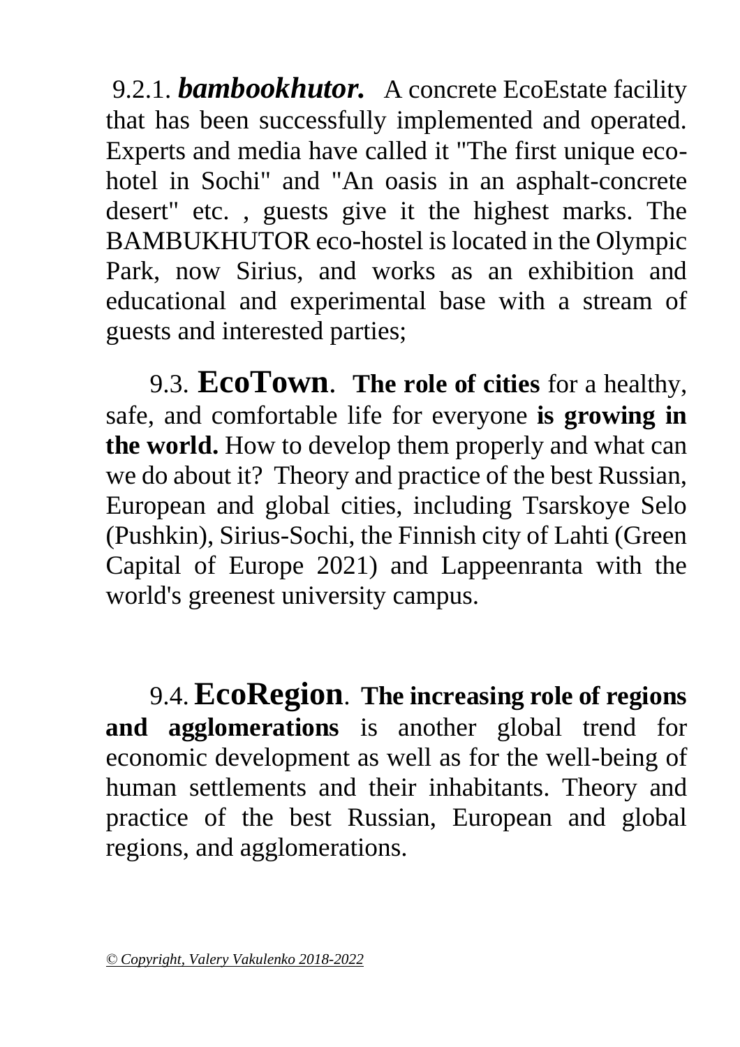9.2.1. ***bambookhutor.*** A concrete EcoEstate facility that has been successfully implemented and operated. Experts and media have called it "The first unique eco-hotel in Sochi" and "An oasis in an asphalt-concrete desert" etc. , guests give it the highest marks. The BAMBUKHUTOR eco-hostel is located in the Olympic Park, now Sirius, and works as an exhibition and educational and experimental base with a stream of guests and interested parties;

9.3. **EcoTown**. **The role of cities** for a healthy, safe, and comfortable life for everyone **is growing in the world.** How to develop them properly and what can we do about it? Theory and practice of the best Russian, European and global cities, including Tsarskoye Selo (Pushkin), Sirius-Sochi, the Finnish city of Lahti (Green Capital of Europe 2021) and Lappeenranta with the world's greenest university campus.

9.4. **EcoRegion**. **The increasing role of regions and agglomerations** is another global trend for economic development as well as for the well-being of human settlements and their inhabitants. Theory and practice of the best Russian, European and global regions, and agglomerations.

*© Copyright, Valery Vakulenko 2018-2022*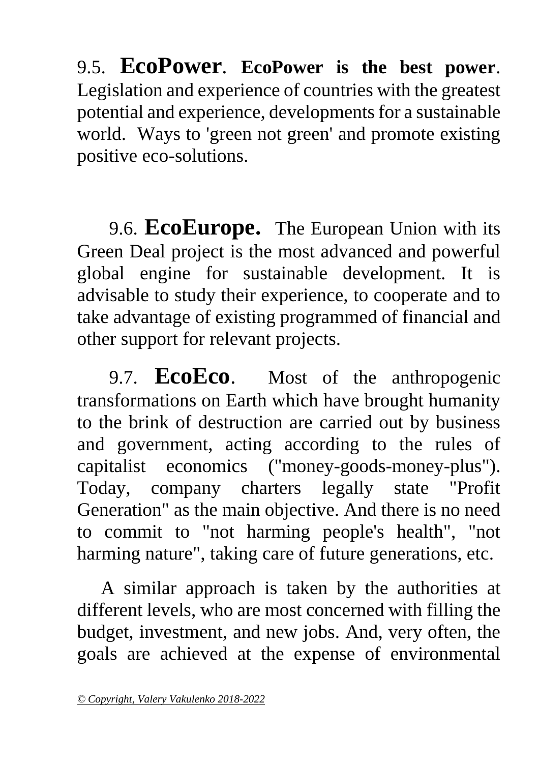9.5. **EcoPower**. **EcoPower is the best power**. Legislation and experience of countries with the greatest potential and experience, developments for a sustainable world. Ways to 'green not green' and promote existing positive eco-solutions.

9.6. **EcoEurope.** The European Union with its Green Deal project is the most advanced and powerful global engine for sustainable development. It is advisable to study their experience, to cooperate and to take advantage of existing programmed of financial and other support for relevant projects.

9.7. **EcoEco**. Most of the anthropogenic transformations on Earth which have brought humanity to the brink of destruction are carried out by business and government, acting according to the rules of capitalist economics ("money-goods-money-plus"). Today, company charters legally state "Profit Generation" as the main objective. And there is no need to commit to "not harming people's health", "not harming nature", taking care of future generations, etc.

A similar approach is taken by the authorities at different levels, who are most concerned with filling the budget, investment, and new jobs. And, very often, the goals are achieved at the expense of environmental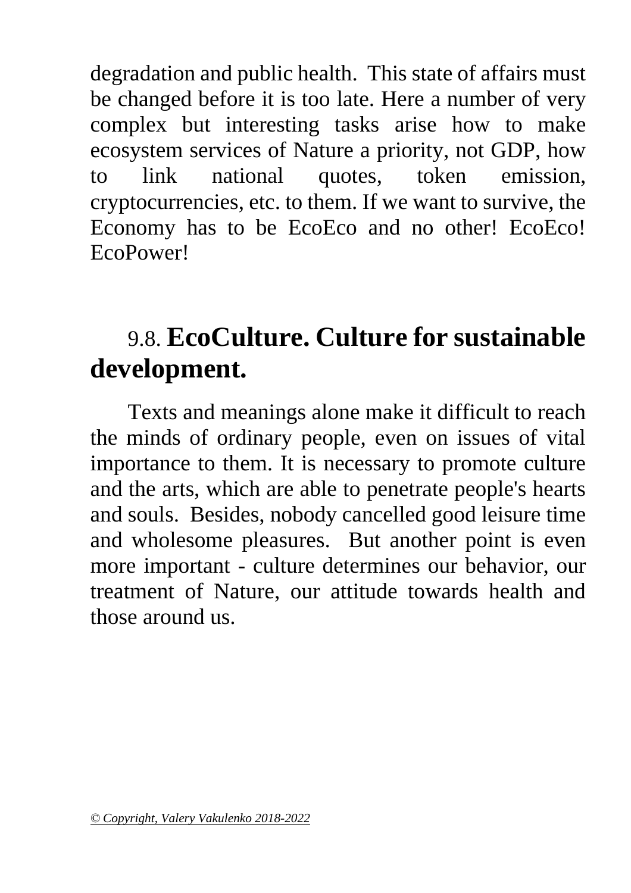degradation and public health. This state of affairs must be changed before it is too late. Here a number of very complex but interesting tasks arise how to make ecosystem services of Nature a priority, not GDP, how to link national quotes, token emission, cryptocurrencies, etc. to them. If we want to survive, the Economy has to be EcoEco and no other! EcoEco! EcoPower!

## 9.8. EcoCulture. Culture for sustainable development.

Texts and meanings alone make it difficult to reach the minds of ordinary people, even on issues of vital importance to them. It is necessary to promote culture and the arts, which are able to penetrate people's hearts and souls. Besides, nobody cancelled good leisure time and wholesome pleasures. But another point is even more important - culture determines our behavior, our treatment of Nature, our attitude towards health and those around us.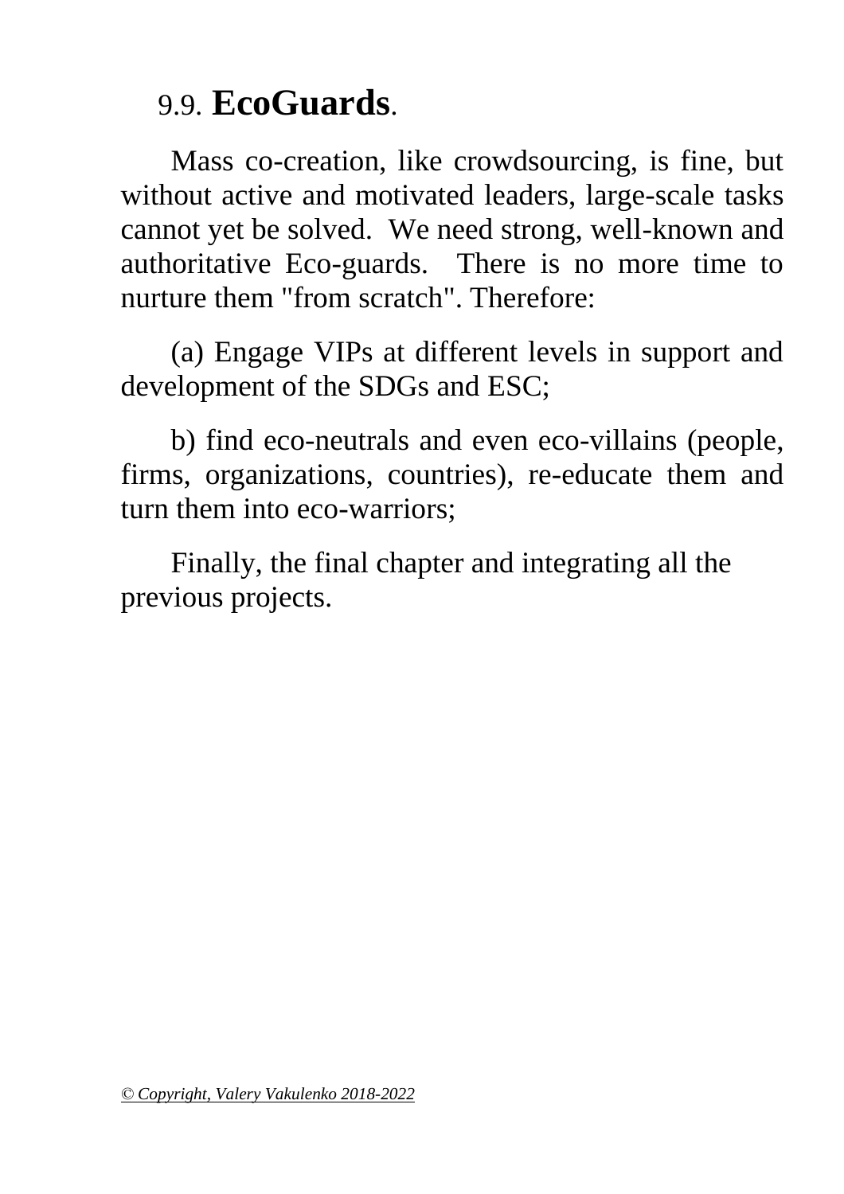## 9.9. **EcoGuards**.

Mass co-creation, like crowdsourcing, is fine, but without active and motivated leaders, large-scale tasks cannot yet be solved. We need strong, well-known and authoritative Eco-guards. There is no more time to nurture them "from scratch". Therefore:

(a) Engage VIPs at different levels in support and development of the SDGs and ESC;

b) find eco-neutrals and even eco-villains (people, firms, organizations, countries), re-educate them and turn them into eco-warriors;

Finally, the final chapter and integrating all the previous projects.

*© Copyright, Valery Vakulenko 2018-2022*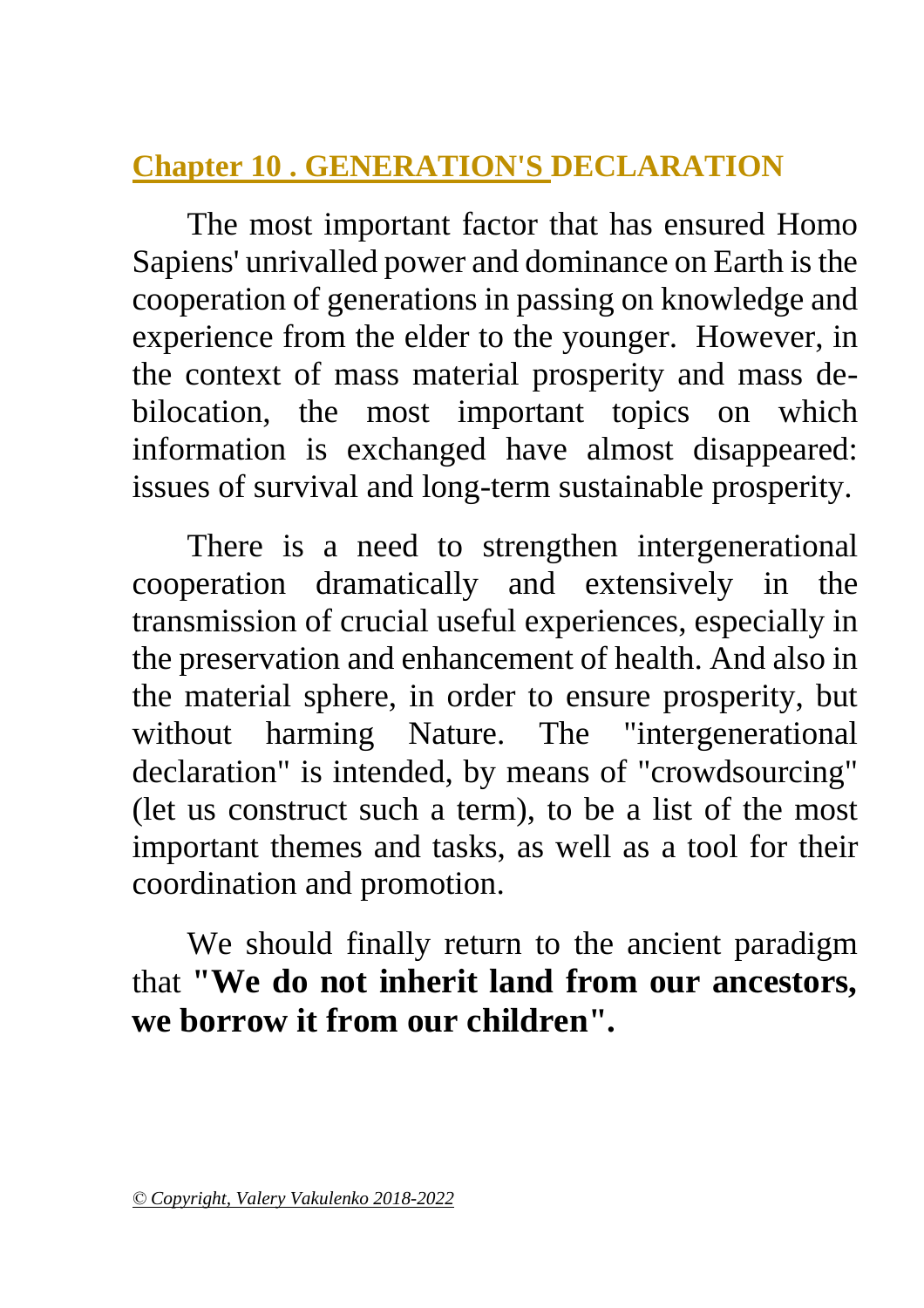## Chapter 10 . GENERATION'S DECLARATION

The most important factor that has ensured Homo Sapiens' unrivalled power and dominance on Earth is the cooperation of generations in passing on knowledge and experience from the elder to the younger. However, in the context of mass material prosperity and mass de-bilocation, the most important topics on which information is exchanged have almost disappeared: issues of survival and long-term sustainable prosperity.

There is a need to strengthen intergenerational cooperation dramatically and extensively in the transmission of crucial useful experiences, especially in the preservation and enhancement of health. And also in the material sphere, in order to ensure prosperity, but without harming Nature. The "intergenerational declaration" is intended, by means of "crowdsourcing" (let us construct such a term), to be a list of the most important themes and tasks, as well as a tool for their coordination and promotion.

We should finally return to the ancient paradigm that **"We do not inherit land from our ancestors, we borrow it from our children".**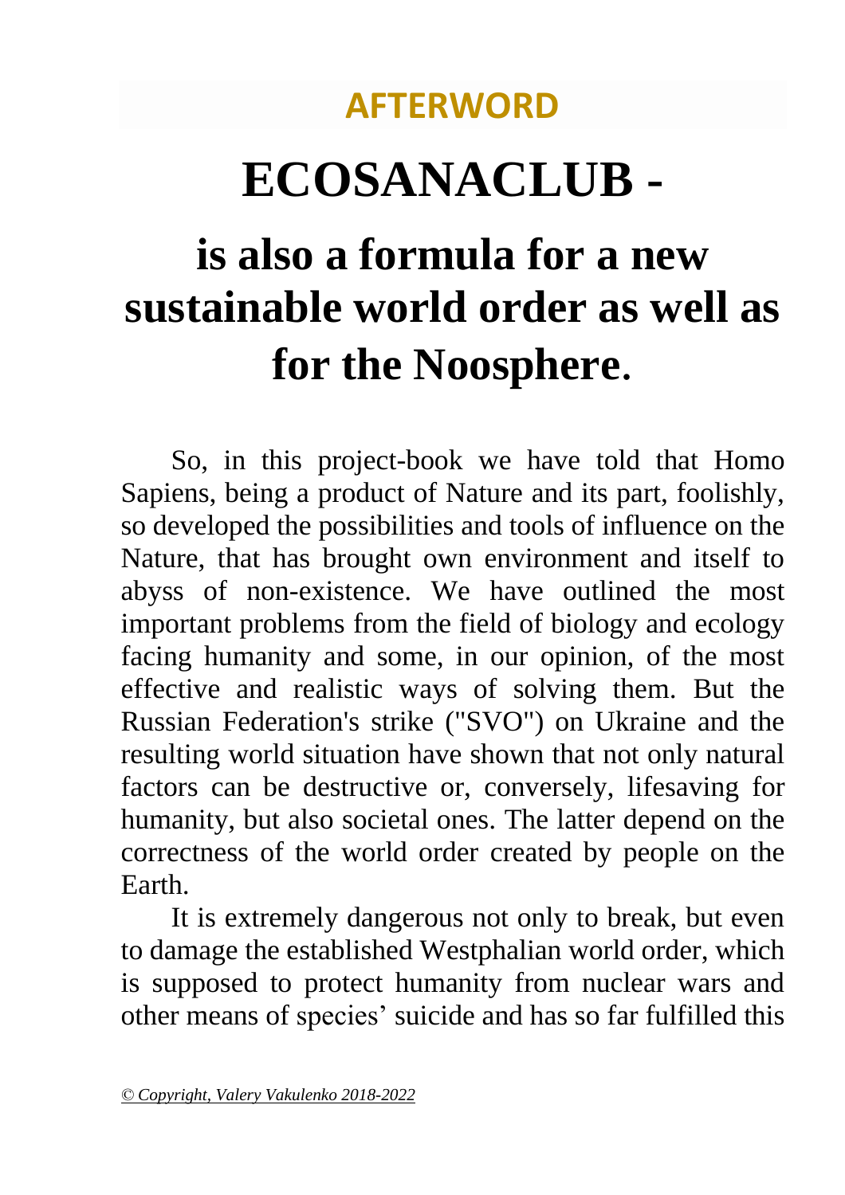## AFTERWORD

# ECOSANACLUB -

# is also a formula for a new sustainable world order as well as for the Noosphere.

So, in this project-book we have told that Homo Sapiens, being a product of Nature and its part, foolishly, so developed the possibilities and tools of influence on the Nature, that has brought own environment and itself to abyss of non-existence. We have outlined the most important problems from the field of biology and ecology facing humanity and some, in our opinion, of the most effective and realistic ways of solving them. But the Russian Federation's strike ("SVO") on Ukraine and the resulting world situation have shown that not only natural factors can be destructive or, conversely, lifesaving for humanity, but also societal ones. The latter depend on the correctness of the world order created by people on the Earth.

It is extremely dangerous not only to break, but even to damage the established Westphalian world order, which is supposed to protect humanity from nuclear wars and other means of species' suicide and has so far fulfilled this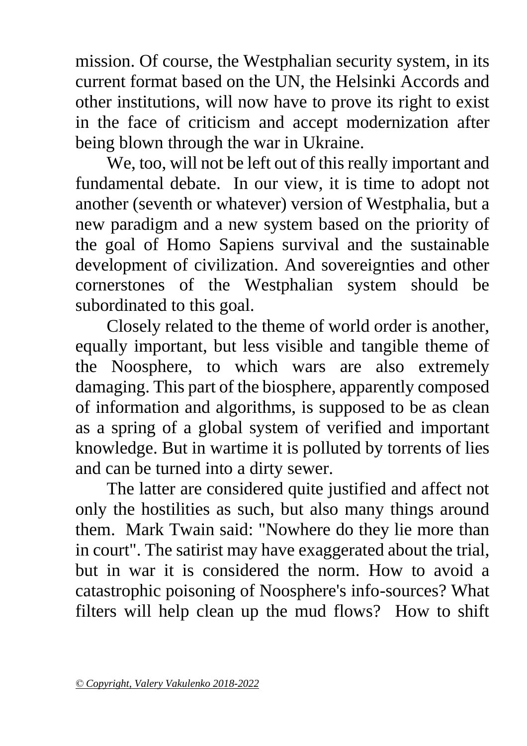mission. Of course, the Westphalian security system, in its current format based on the UN, the Helsinki Accords and other institutions, will now have to prove its right to exist in the face of criticism and accept modernization after being blown through the war in Ukraine.

We, too, will not be left out of this really important and fundamental debate. In our view, it is time to adopt not another (seventh or whatever) version of Westphalia, but a new paradigm and a new system based on the priority of the goal of Homo Sapiens survival and the sustainable development of civilization. And sovereignties and other cornerstones of the Westphalian system should be subordinated to this goal.

Closely related to the theme of world order is another, equally important, but less visible and tangible theme of the Noosphere, to which wars are also extremely damaging. This part of the biosphere, apparently composed of information and algorithms, is supposed to be as clean as a spring of a global system of verified and important knowledge. But in wartime it is polluted by torrents of lies and can be turned into a dirty sewer.

The latter are considered quite justified and affect not only the hostilities as such, but also many things around them. Mark Twain said: "Nowhere do they lie more than in court". The satirist may have exaggerated about the trial, but in war it is considered the norm. How to avoid a catastrophic poisoning of Noosphere's info-sources? What filters will help clean up the mud flows? How to shift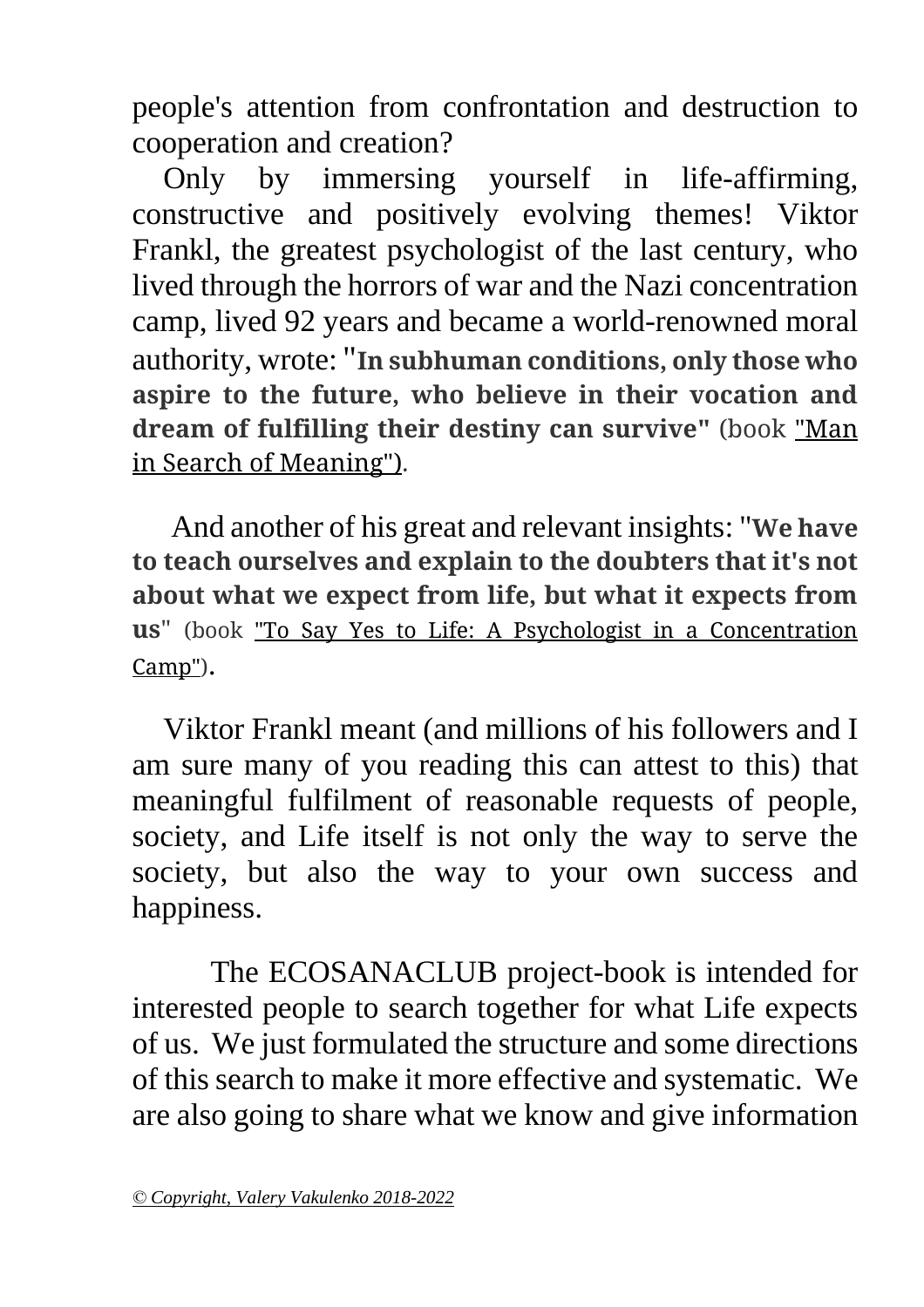people's attention from confrontation and destruction to cooperation and creation?

Only by immersing yourself in life-affirming, constructive and positively evolving themes! Viktor Frankl, the greatest psychologist of the last century, who lived through the horrors of war and the Nazi concentration camp, lived 92 years and became a world-renowned moral authority, wrote: "**In subhuman conditions, only those who aspire to the future, who believe in their vocation and dream of fulfilling their destiny can survive"** (book "Man in Search of Meaning").

And another of his great and relevant insights: "**We have to teach ourselves and explain to the doubters that it's not about what we expect from life, but what it expects from us**" (book "To Say Yes to Life: A Psychologist in a Concentration Camp").

Viktor Frankl meant (and millions of his followers and I am sure many of you reading this can attest to this) that meaningful fulfilment of reasonable requests of people, society, and Life itself is not only the way to serve the society, but also the way to your own success and happiness.

The ECOSANACLUB project-book is intended for interested people to search together for what Life expects of us. We just formulated the structure and some directions of this search to make it more effective and systematic. We are also going to share what we know and give information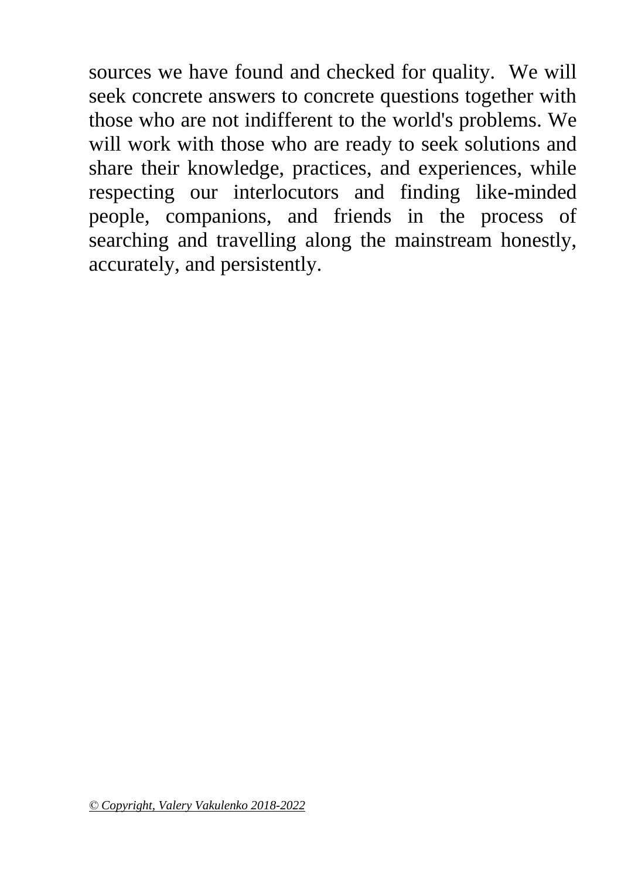sources we have found and checked for quality. We will seek concrete answers to concrete questions together with those who are not indifferent to the world's problems. We will work with those who are ready to seek solutions and share their knowledge, practices, and experiences, while respecting our interlocutors and finding like-minded people, companions, and friends in the process of searching and travelling along the mainstream honestly, accurately, and persistently.